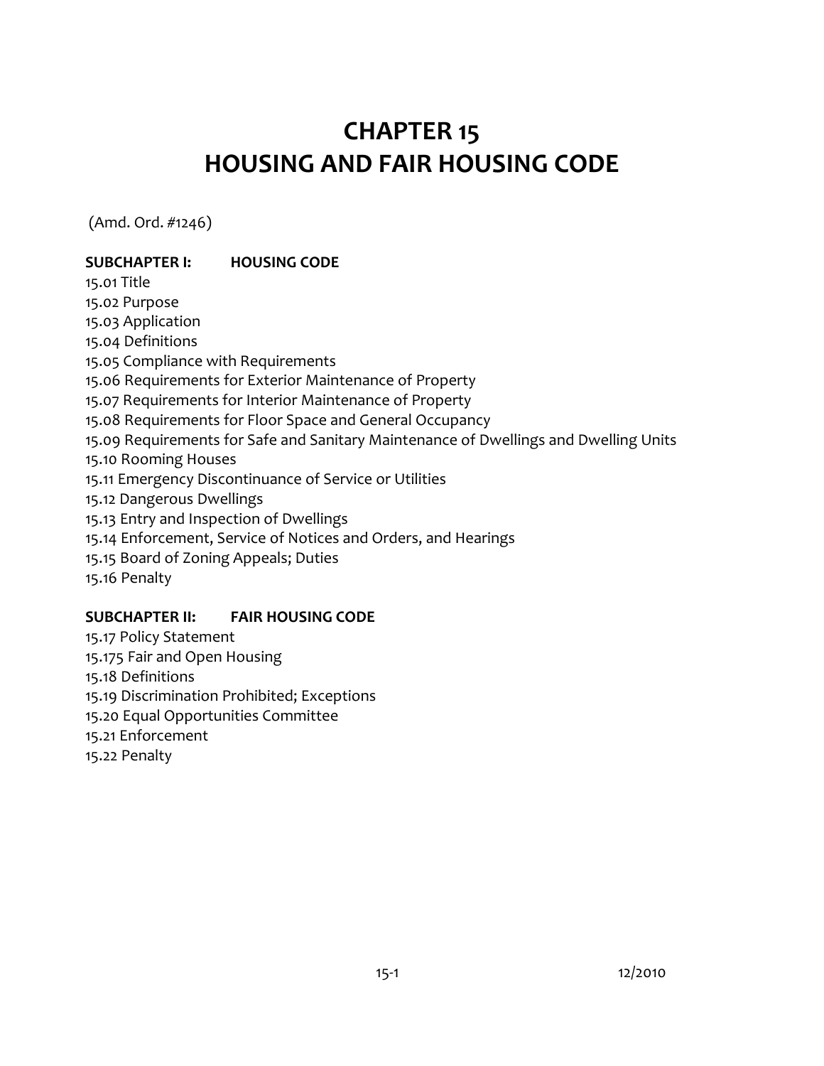# CHAPTER 15
# HOUSING AND FAIR HOUSING CODE

(Amd. Ord. #1246)

**SUBCHAPTER I: HOUSING CODE**

15.01 Title
15.02 Purpose
15.03 Application
15.04 Definitions
15.05 Compliance with Requirements
15.06 Requirements for Exterior Maintenance of Property
15.07 Requirements for Interior Maintenance of Property
15.08 Requirements for Floor Space and General Occupancy
15.09 Requirements for Safe and Sanitary Maintenance of Dwellings and Dwelling Units
15.10 Rooming Houses
15.11 Emergency Discontinuance of Service or Utilities
15.12 Dangerous Dwellings
15.13 Entry and Inspection of Dwellings
15.14 Enforcement, Service of Notices and Orders, and Hearings
15.15 Board of Zoning Appeals; Duties
15.16 Penalty

**SUBCHAPTER II: FAIR HOUSING CODE**

15.17 Policy Statement
15.175 Fair and Open Housing
15.18 Definitions
15.19 Discrimination Prohibited; Exceptions
15.20 Equal Opportunities Committee
15.21 Enforcement
15.22 Penalty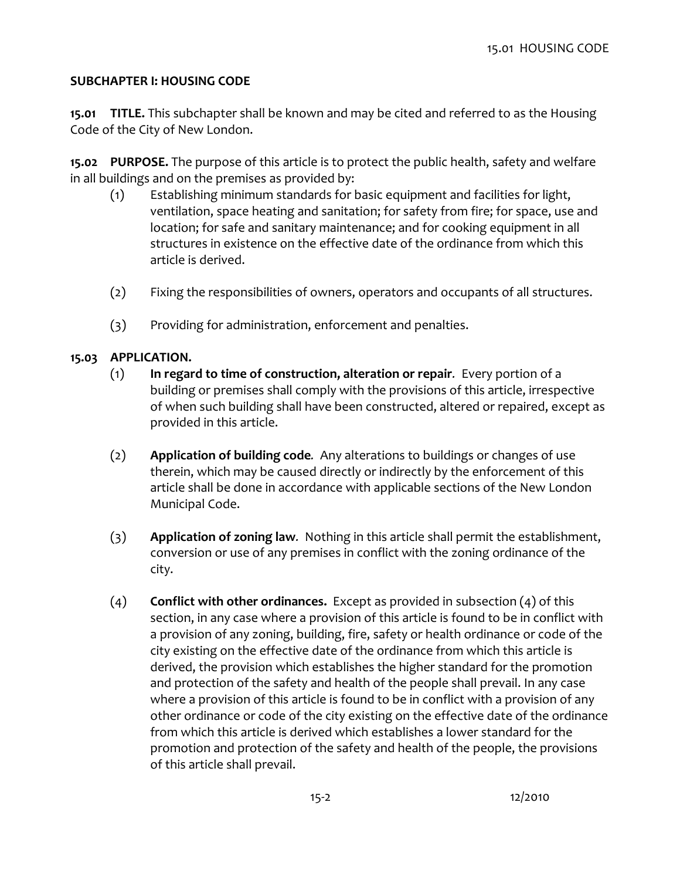## SUBCHAPTER I: HOUSING CODE

**15.01 TITLE.** This subchapter shall be known and may be cited and referred to as the Housing Code of the City of New London.

**15.02 PURPOSE.** The purpose of this article is to protect the public health, safety and welfare in all buildings and on the premises as provided by:

(1) Establishing minimum standards for basic equipment and facilities for light, ventilation, space heating and sanitation; for safety from fire; for space, use and location; for safe and sanitary maintenance; and for cooking equipment in all structures in existence on the effective date of the ordinance from which this article is derived.

(2) Fixing the responsibilities of owners, operators and occupants of all structures.

(3) Providing for administration, enforcement and penalties.

**15.03 APPLICATION.**

(1) **In regard to time of construction, alteration or repair***.* Every portion of a building or premises shall comply with the provisions of this article, irrespective of when such building shall have been constructed, altered or repaired, except as provided in this article.

(2) **Application of building code***.* Any alterations to buildings or changes of use therein, which may be caused directly or indirectly by the enforcement of this article shall be done in accordance with applicable sections of the New London Municipal Code.

(3) **Application of zoning law***.* Nothing in this article shall permit the establishment, conversion or use of any premises in conflict with the zoning ordinance of the city.

(4) **Conflict with other ordinances.** Except as provided in subsection (4) of this section, in any case where a provision of this article is found to be in conflict with a provision of any zoning, building, fire, safety or health ordinance or code of the city existing on the effective date of the ordinance from which this article is derived, the provision which establishes the higher standard for the promotion and protection of the safety and health of the people shall prevail. In any case where a provision of this article is found to be in conflict with a provision of any other ordinance or code of the city existing on the effective date of the ordinance from which this article is derived which establishes a lower standard for the promotion and protection of the safety and health of the people, the provisions of this article shall prevail.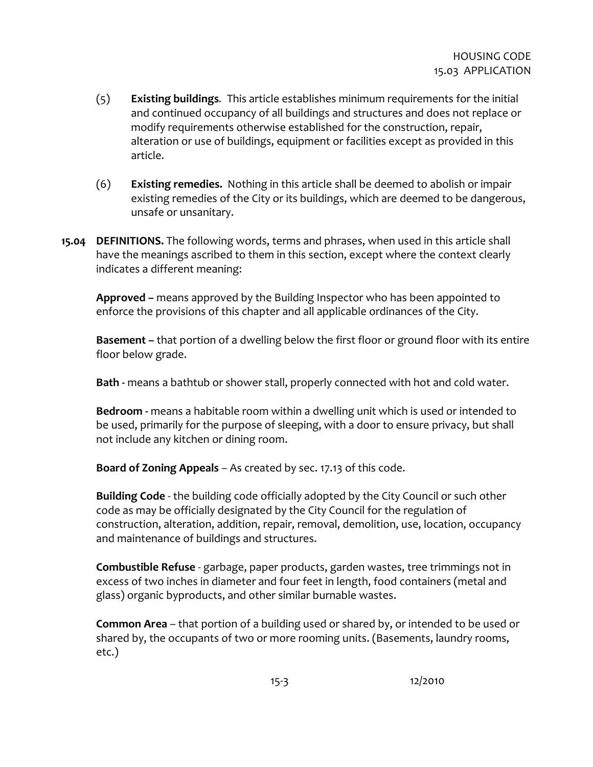(5) **Existing buildings***.* This article establishes minimum requirements for the initial and continued occupancy of all buildings and structures and does not replace or modify requirements otherwise established for the construction, repair, alteration or use of buildings, equipment or facilities except as provided in this article.

(6) **Existing remedies.** Nothing in this article shall be deemed to abolish or impair existing remedies of the City or its buildings, which are deemed to be dangerous, unsafe or unsanitary.

**15.04 DEFINITIONS.** The following words, terms and phrases, when used in this article shall have the meanings ascribed to them in this section, except where the context clearly indicates a different meaning:

**Approved –** means approved by the Building Inspector who has been appointed to enforce the provisions of this chapter and all applicable ordinances of the City.

**Basement –** that portion of a dwelling below the first floor or ground floor with its entire floor below grade.

**Bath -** means a bathtub or shower stall, properly connected with hot and cold water.

**Bedroom -** means a habitable room within a dwelling unit which is used or intended to be used, primarily for the purpose of sleeping, with a door to ensure privacy, but shall not include any kitchen or dining room.

**Board of Zoning Appeals** – As created by sec. 17.13 of this code.

**Building Code** - the building code officially adopted by the City Council or such other code as may be officially designated by the City Council for the regulation of construction, alteration, addition, repair, removal, demolition, use, location, occupancy and maintenance of buildings and structures.

**Combustible Refuse** - garbage, paper products, garden wastes, tree trimmings not in excess of two inches in diameter and four feet in length, food containers (metal and glass) organic byproducts, and other similar burnable wastes.

**Common Area** – that portion of a building used or shared by, or intended to be used or shared by, the occupants of two or more rooming units. (Basements, laundry rooms, etc.)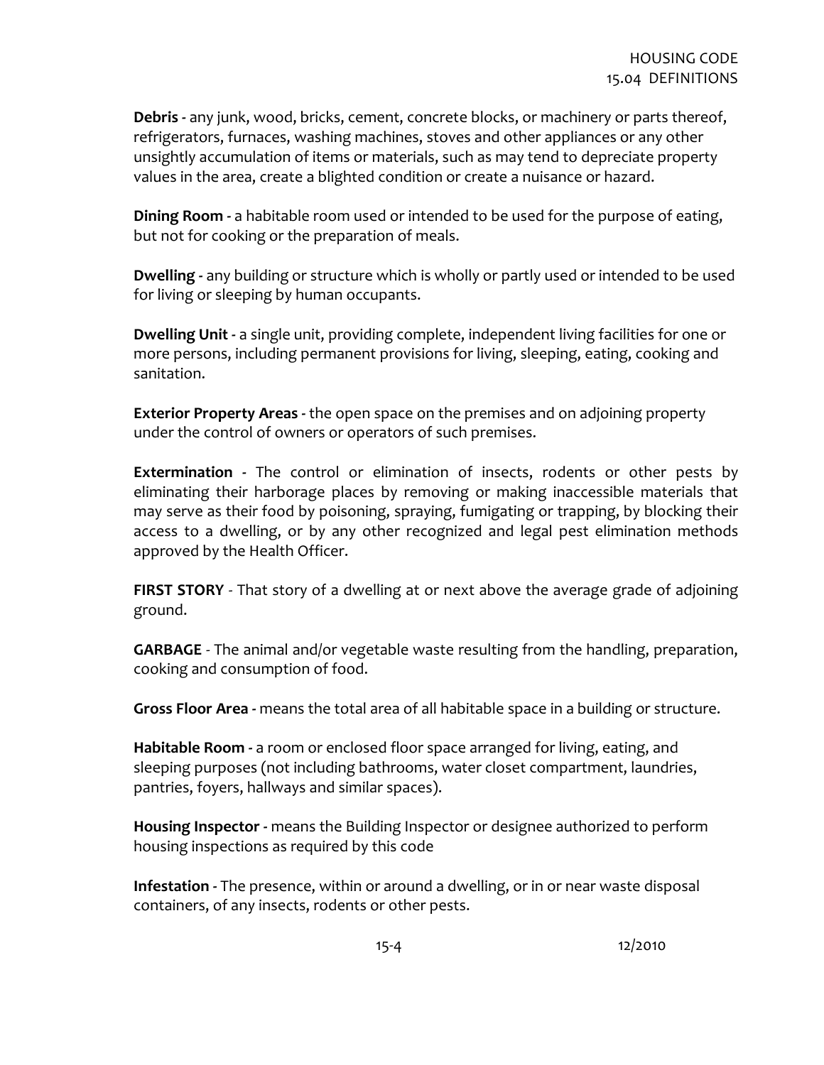**Debris -** any junk, wood, bricks, cement, concrete blocks, or machinery or parts thereof, refrigerators, furnaces, washing machines, stoves and other appliances or any other unsightly accumulation of items or materials, such as may tend to depreciate property values in the area, create a blighted condition or create a nuisance or hazard.

**Dining Room -** a habitable room used or intended to be used for the purpose of eating, but not for cooking or the preparation of meals.

**Dwelling -** any building or structure which is wholly or partly used or intended to be used for living or sleeping by human occupants.

**Dwelling Unit -** a single unit, providing complete, independent living facilities for one or more persons, including permanent provisions for living, sleeping, eating, cooking and sanitation.

**Exterior Property Areas -** the open space on the premises and on adjoining property under the control of owners or operators of such premises.

**Extermination -** The control or elimination of insects, rodents or other pests by eliminating their harborage places by removing or making inaccessible materials that may serve as their food by poisoning, spraying, fumigating or trapping, by blocking their access to a dwelling, or by any other recognized and legal pest elimination methods approved by the Health Officer.

**FIRST STORY** - That story of a dwelling at or next above the average grade of adjoining ground.

**GARBAGE** - The animal and/or vegetable waste resulting from the handling, preparation, cooking and consumption of food.

**Gross Floor Area -** means the total area of all habitable space in a building or structure.

**Habitable Room -** a room or enclosed floor space arranged for living, eating, and sleeping purposes (not including bathrooms, water closet compartment, laundries, pantries, foyers, hallways and similar spaces).

**Housing Inspector -** means the Building Inspector or designee authorized to perform housing inspections as required by this code

**Infestation -** The presence, within or around a dwelling, or in or near waste disposal containers, of any insects, rodents or other pests.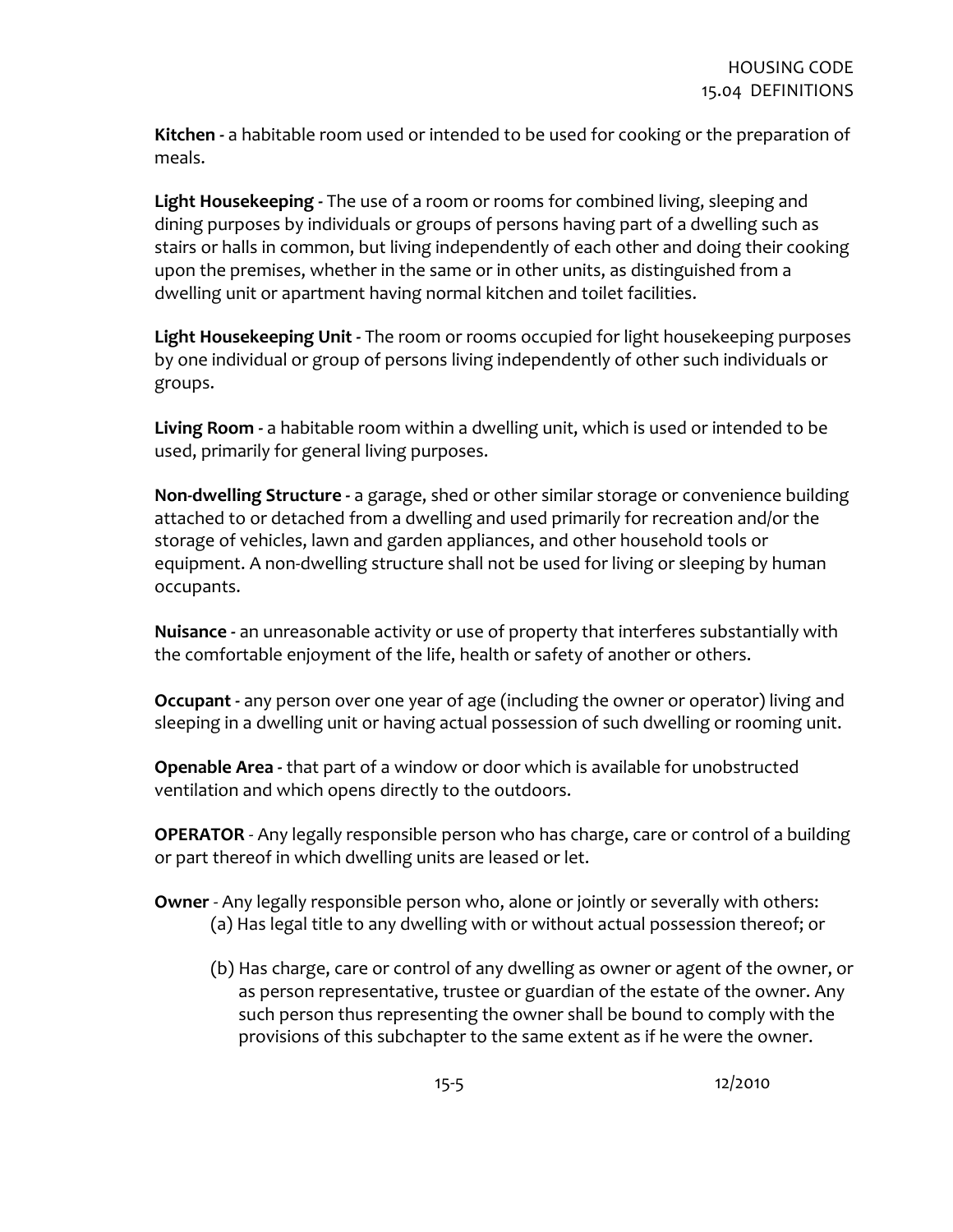**Kitchen -** a habitable room used or intended to be used for cooking or the preparation of meals.

**Light Housekeeping -** The use of a room or rooms for combined living, sleeping and dining purposes by individuals or groups of persons having part of a dwelling such as stairs or halls in common, but living independently of each other and doing their cooking upon the premises, whether in the same or in other units, as distinguished from a dwelling unit or apartment having normal kitchen and toilet facilities.

**Light Housekeeping Unit -** The room or rooms occupied for light housekeeping purposes by one individual or group of persons living independently of other such individuals or groups.

**Living Room -** a habitable room within a dwelling unit, which is used or intended to be used, primarily for general living purposes.

**Non-dwelling Structure -** a garage, shed or other similar storage or convenience building attached to or detached from a dwelling and used primarily for recreation and/or the storage of vehicles, lawn and garden appliances, and other household tools or equipment. A non-dwelling structure shall not be used for living or sleeping by human occupants.

**Nuisance -** an unreasonable activity or use of property that interferes substantially with the comfortable enjoyment of the life, health or safety of another or others.

**Occupant -** any person over one year of age (including the owner or operator) living and sleeping in a dwelling unit or having actual possession of such dwelling or rooming unit.

**Openable Area -** that part of a window or door which is available for unobstructed ventilation and which opens directly to the outdoors.

**OPERATOR** - Any legally responsible person who has charge, care or control of a building or part thereof in which dwelling units are leased or let.

**Owner** - Any legally responsible person who, alone or jointly or severally with others:

(a) Has legal title to any dwelling with or without actual possession thereof; or

(b) Has charge, care or control of any dwelling as owner or agent of the owner, or as person representative, trustee or guardian of the estate of the owner. Any such person thus representing the owner shall be bound to comply with the provisions of this subchapter to the same extent as if he were the owner.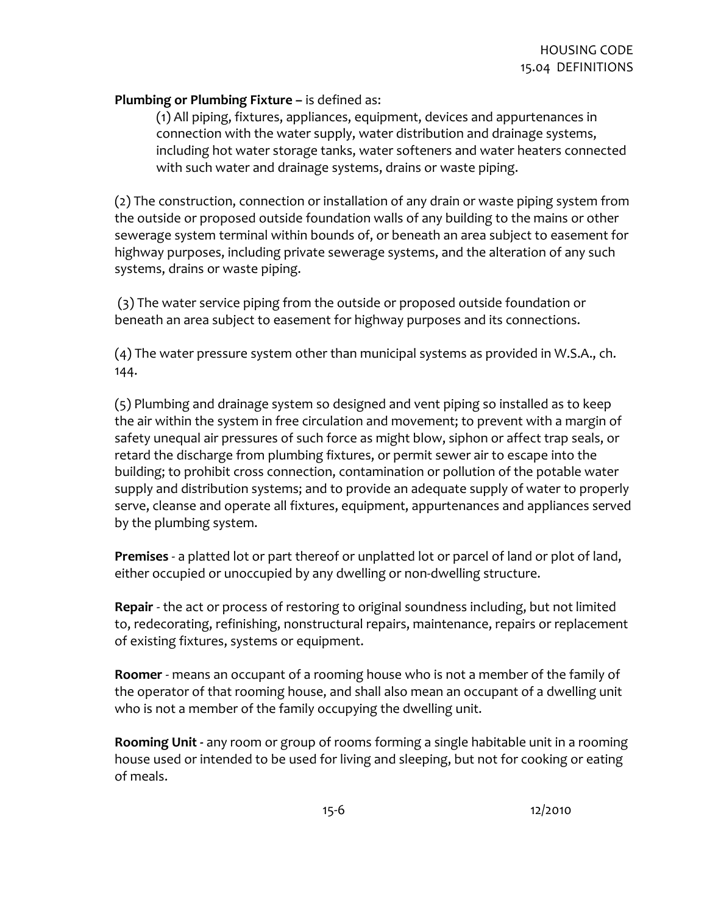**Plumbing or Plumbing Fixture –** is defined as:

(1) All piping, fixtures, appliances, equipment, devices and appurtenances in connection with the water supply, water distribution and drainage systems, including hot water storage tanks, water softeners and water heaters connected with such water and drainage systems, drains or waste piping.

(2) The construction, connection or installation of any drain or waste piping system from the outside or proposed outside foundation walls of any building to the mains or other sewerage system terminal within bounds of, or beneath an area subject to easement for highway purposes, including private sewerage systems, and the alteration of any such systems, drains or waste piping.

(3) The water service piping from the outside or proposed outside foundation or beneath an area subject to easement for highway purposes and its connections.

(4) The water pressure system other than municipal systems as provided in W.S.A., ch. 144.

(5) Plumbing and drainage system so designed and vent piping so installed as to keep the air within the system in free circulation and movement; to prevent with a margin of safety unequal air pressures of such force as might blow, siphon or affect trap seals, or retard the discharge from plumbing fixtures, or permit sewer air to escape into the building; to prohibit cross connection, contamination or pollution of the potable water supply and distribution systems; and to provide an adequate supply of water to properly serve, cleanse and operate all fixtures, equipment, appurtenances and appliances served by the plumbing system.

**Premises** - a platted lot or part thereof or unplatted lot or parcel of land or plot of land, either occupied or unoccupied by any dwelling or non-dwelling structure.

**Repair** - the act or process of restoring to original soundness including, but not limited to, redecorating, refinishing, nonstructural repairs, maintenance, repairs or replacement of existing fixtures, systems or equipment.

**Roomer** - means an occupant of a rooming house who is not a member of the family of the operator of that rooming house, and shall also mean an occupant of a dwelling unit who is not a member of the family occupying the dwelling unit.

**Rooming Unit -** any room or group of rooms forming a single habitable unit in a rooming house used or intended to be used for living and sleeping, but not for cooking or eating of meals.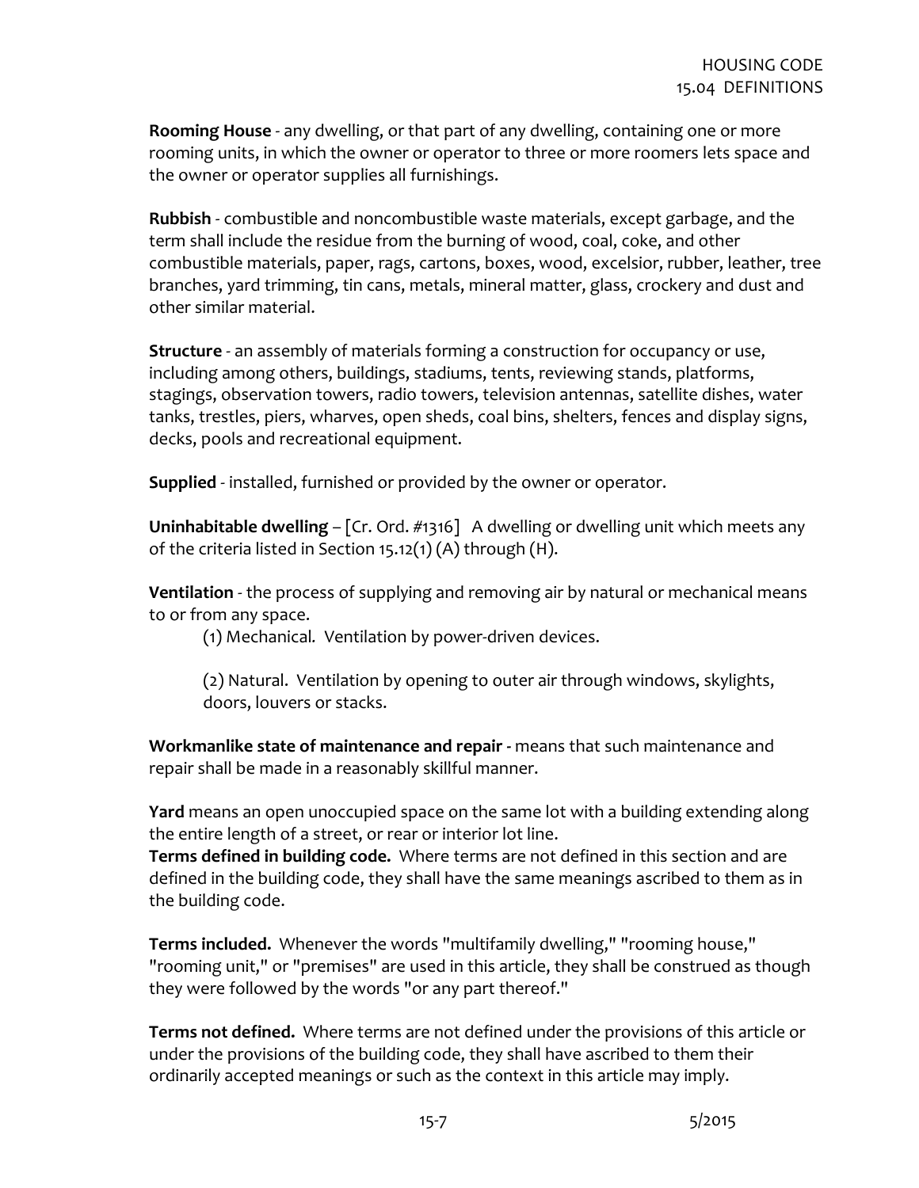**Rooming House** - any dwelling, or that part of any dwelling, containing one or more rooming units, in which the owner or operator to three or more roomers lets space and the owner or operator supplies all furnishings.

**Rubbish** - combustible and noncombustible waste materials, except garbage, and the term shall include the residue from the burning of wood, coal, coke, and other combustible materials, paper, rags, cartons, boxes, wood, excelsior, rubber, leather, tree branches, yard trimming, tin cans, metals, mineral matter, glass, crockery and dust and other similar material.

**Structure** - an assembly of materials forming a construction for occupancy or use, including among others, buildings, stadiums, tents, reviewing stands, platforms, stagings, observation towers, radio towers, television antennas, satellite dishes, water tanks, trestles, piers, wharves, open sheds, coal bins, shelters, fences and display signs, decks, pools and recreational equipment.

**Supplied** - installed, furnished or provided by the owner or operator.

**Uninhabitable dwelling** – [Cr. Ord. #1316] A dwelling or dwelling unit which meets any of the criteria listed in Section 15.12(1) (A) through (H).

**Ventilation** - the process of supplying and removing air by natural or mechanical means to or from any space.

(1) Mechanical. Ventilation by power-driven devices.

(2) Natural. Ventilation by opening to outer air through windows, skylights, doors, louvers or stacks.

**Workmanlike state of maintenance and repair** - means that such maintenance and repair shall be made in a reasonably skillful manner.

**Yard** means an open unoccupied space on the same lot with a building extending along the entire length of a street, or rear or interior lot line.

**Terms defined in building code.** Where terms are not defined in this section and are defined in the building code, they shall have the same meanings ascribed to them as in the building code.

**Terms included.** Whenever the words "multifamily dwelling," "rooming house," "rooming unit," or "premises" are used in this article, they shall be construed as though they were followed by the words "or any part thereof."

**Terms not defined.** Where terms are not defined under the provisions of this article or under the provisions of the building code, they shall have ascribed to them their ordinarily accepted meanings or such as the context in this article may imply.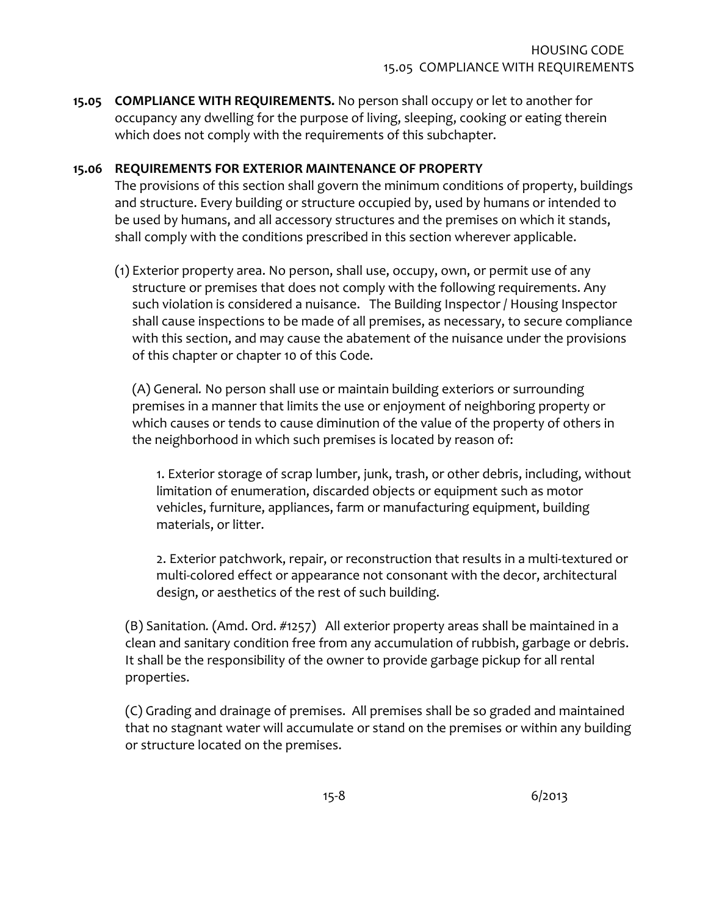**15.05 COMPLIANCE WITH REQUIREMENTS.** No person shall occupy or let to another for occupancy any dwelling for the purpose of living, sleeping, cooking or eating therein which does not comply with the requirements of this subchapter.

**15.06 REQUIREMENTS FOR EXTERIOR MAINTENANCE OF PROPERTY**

The provisions of this section shall govern the minimum conditions of property, buildings and structure. Every building or structure occupied by, used by humans or intended to be used by humans, and all accessory structures and the premises on which it stands, shall comply with the conditions prescribed in this section wherever applicable.

(1) Exterior property area. No person, shall use, occupy, own, or permit use of any structure or premises that does not comply with the following requirements. Any such violation is considered a nuisance. The Building Inspector / Housing Inspector shall cause inspections to be made of all premises, as necessary, to secure compliance with this section, and may cause the abatement of the nuisance under the provisions of this chapter or chapter 10 of this Code.

(A) General. No person shall use or maintain building exteriors or surrounding premises in a manner that limits the use or enjoyment of neighboring property or which causes or tends to cause diminution of the value of the property of others in the neighborhood in which such premises is located by reason of:

1. Exterior storage of scrap lumber, junk, trash, or other debris, including, without limitation of enumeration, discarded objects or equipment such as motor vehicles, furniture, appliances, farm or manufacturing equipment, building materials, or litter.

2. Exterior patchwork, repair, or reconstruction that results in a multi-textured or multi-colored effect or appearance not consonant with the decor, architectural design, or aesthetics of the rest of such building.

(B) Sanitation. (Amd. Ord. #1257) All exterior property areas shall be maintained in a clean and sanitary condition free from any accumulation of rubbish, garbage or debris. It shall be the responsibility of the owner to provide garbage pickup for all rental properties.

(C) Grading and drainage of premises. All premises shall be so graded and maintained that no stagnant water will accumulate or stand on the premises or within any building or structure located on the premises.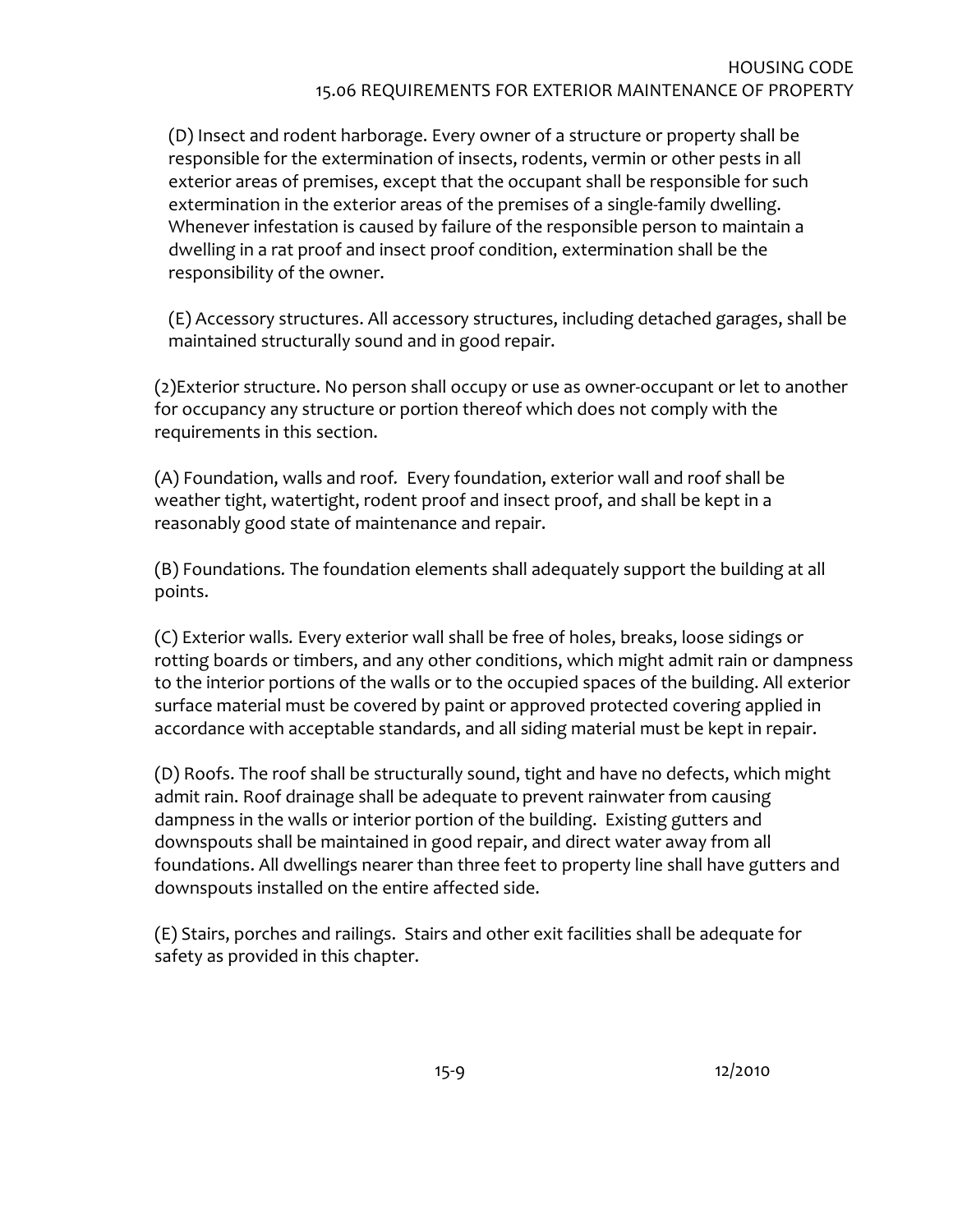(D) Insect and rodent harborage. Every owner of a structure or property shall be responsible for the extermination of insects, rodents, vermin or other pests in all exterior areas of premises, except that the occupant shall be responsible for such extermination in the exterior areas of the premises of a single-family dwelling. Whenever infestation is caused by failure of the responsible person to maintain a dwelling in a rat proof and insect proof condition, extermination shall be the responsibility of the owner.

(E) Accessory structures. All accessory structures, including detached garages, shall be maintained structurally sound and in good repair.

(2)Exterior structure. No person shall occupy or use as owner-occupant or let to another for occupancy any structure or portion thereof which does not comply with the requirements in this section.

(A) Foundation, walls and roof. Every foundation, exterior wall and roof shall be weather tight, watertight, rodent proof and insect proof, and shall be kept in a reasonably good state of maintenance and repair.

(B) Foundations. The foundation elements shall adequately support the building at all points.

(C) Exterior walls. Every exterior wall shall be free of holes, breaks, loose sidings or rotting boards or timbers, and any other conditions, which might admit rain or dampness to the interior portions of the walls or to the occupied spaces of the building. All exterior surface material must be covered by paint or approved protected covering applied in accordance with acceptable standards, and all siding material must be kept in repair.

(D) Roofs. The roof shall be structurally sound, tight and have no defects, which might admit rain. Roof drainage shall be adequate to prevent rainwater from causing dampness in the walls or interior portion of the building. Existing gutters and downspouts shall be maintained in good repair, and direct water away from all foundations. All dwellings nearer than three feet to property line shall have gutters and downspouts installed on the entire affected side.

(E) Stairs, porches and railings. Stairs and other exit facilities shall be adequate for safety as provided in this chapter.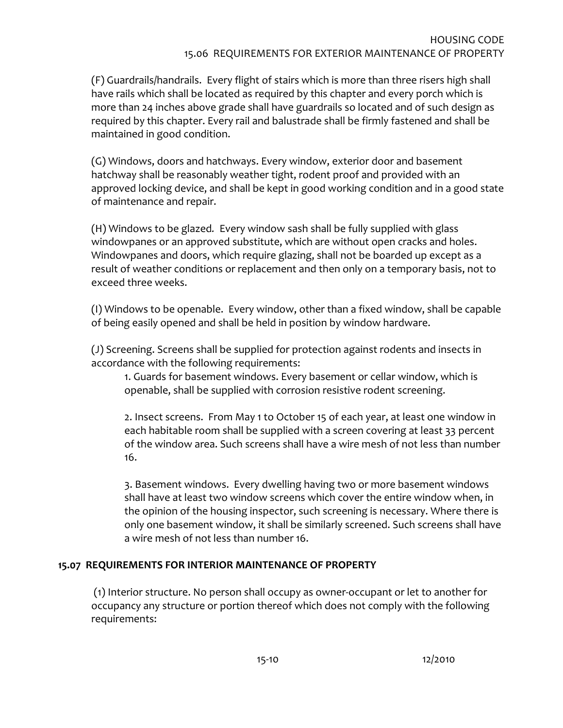(F) Guardrails/handrails. Every flight of stairs which is more than three risers high shall have rails which shall be located as required by this chapter and every porch which is more than 24 inches above grade shall have guardrails so located and of such design as required by this chapter. Every rail and balustrade shall be firmly fastened and shall be maintained in good condition.

(G) Windows, doors and hatchways. Every window, exterior door and basement hatchway shall be reasonably weather tight, rodent proof and provided with an approved locking device, and shall be kept in good working condition and in a good state of maintenance and repair.

(H) Windows to be glazed. Every window sash shall be fully supplied with glass windowpanes or an approved substitute, which are without open cracks and holes. Windowpanes and doors, which require glazing, shall not be boarded up except as a result of weather conditions or replacement and then only on a temporary basis, not to exceed three weeks.

(I) Windows to be openable. Every window, other than a fixed window, shall be capable of being easily opened and shall be held in position by window hardware.

(J) Screening. Screens shall be supplied for protection against rodents and insects in accordance with the following requirements:

1. Guards for basement windows. Every basement or cellar window, which is openable, shall be supplied with corrosion resistive rodent screening.

2. Insect screens. From May 1 to October 15 of each year, at least one window in each habitable room shall be supplied with a screen covering at least 33 percent of the window area. Such screens shall have a wire mesh of not less than number 16.

3. Basement windows. Every dwelling having two or more basement windows shall have at least two window screens which cover the entire window when, in the opinion of the housing inspector, such screening is necessary. Where there is only one basement window, it shall be similarly screened. Such screens shall have a wire mesh of not less than number 16.

## 15.07 REQUIREMENTS FOR INTERIOR MAINTENANCE OF PROPERTY

(1) Interior structure. No person shall occupy as owner-occupant or let to another for occupancy any structure or portion thereof which does not comply with the following requirements: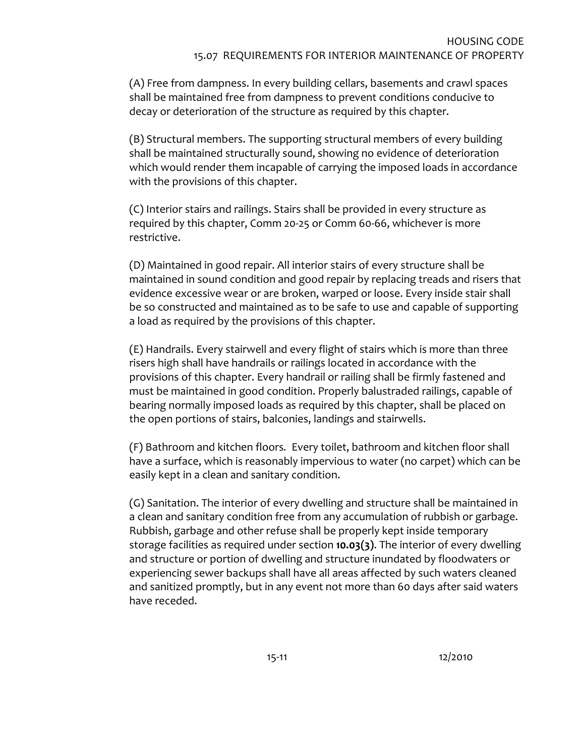## 15.07 REQUIREMENTS FOR INTERIOR MAINTENANCE OF PROPERTY

(A) Free from dampness. In every building cellars, basements and crawl spaces shall be maintained free from dampness to prevent conditions conducive to decay or deterioration of the structure as required by this chapter.

(B) Structural members. The supporting structural members of every building shall be maintained structurally sound, showing no evidence of deterioration which would render them incapable of carrying the imposed loads in accordance with the provisions of this chapter.

(C) Interior stairs and railings. Stairs shall be provided in every structure as required by this chapter, Comm 20-25 or Comm 60-66, whichever is more restrictive.

(D) Maintained in good repair. All interior stairs of every structure shall be maintained in sound condition and good repair by replacing treads and risers that evidence excessive wear or are broken, warped or loose. Every inside stair shall be so constructed and maintained as to be safe to use and capable of supporting a load as required by the provisions of this chapter.

(E) Handrails. Every stairwell and every flight of stairs which is more than three risers high shall have handrails or railings located in accordance with the provisions of this chapter. Every handrail or railing shall be firmly fastened and must be maintained in good condition. Properly balustraded railings, capable of bearing normally imposed loads as required by this chapter, shall be placed on the open portions of stairs, balconies, landings and stairwells.

(F) Bathroom and kitchen floors. Every toilet, bathroom and kitchen floor shall have a surface, which is reasonably impervious to water (no carpet) which can be easily kept in a clean and sanitary condition.

(G) Sanitation. The interior of every dwelling and structure shall be maintained in a clean and sanitary condition free from any accumulation of rubbish or garbage. Rubbish, garbage and other refuse shall be properly kept inside temporary storage facilities as required under section **10.03(3)**. The interior of every dwelling and structure or portion of dwelling and structure inundated by floodwaters or experiencing sewer backups shall have all areas affected by such waters cleaned and sanitized promptly, but in any event not more than 60 days after said waters have receded.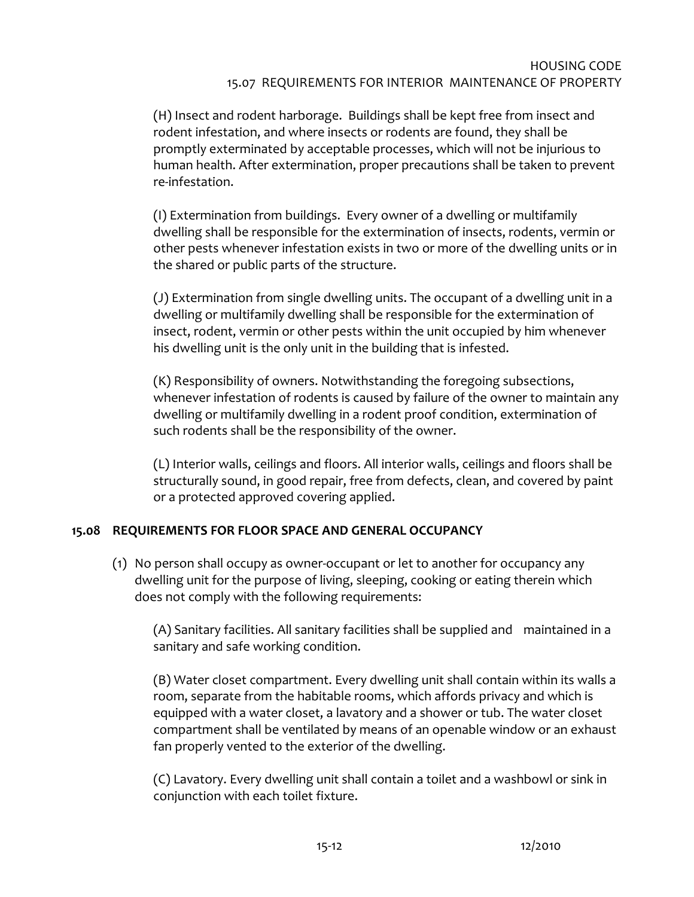(H) Insect and rodent harborage. Buildings shall be kept free from insect and rodent infestation, and where insects or rodents are found, they shall be promptly exterminated by acceptable processes, which will not be injurious to human health. After extermination, proper precautions shall be taken to prevent re-infestation.

(I) Extermination from buildings. Every owner of a dwelling or multifamily dwelling shall be responsible for the extermination of insects, rodents, vermin or other pests whenever infestation exists in two or more of the dwelling units or in the shared or public parts of the structure.

(J) Extermination from single dwelling units. The occupant of a dwelling unit in a dwelling or multifamily dwelling shall be responsible for the extermination of insect, rodent, vermin or other pests within the unit occupied by him whenever his dwelling unit is the only unit in the building that is infested.

(K) Responsibility of owners. Notwithstanding the foregoing subsections, whenever infestation of rodents is caused by failure of the owner to maintain any dwelling or multifamily dwelling in a rodent proof condition, extermination of such rodents shall be the responsibility of the owner.

(L) Interior walls, ceilings and floors. All interior walls, ceilings and floors shall be structurally sound, in good repair, free from defects, clean, and covered by paint or a protected approved covering applied.

## 15.08 REQUIREMENTS FOR FLOOR SPACE AND GENERAL OCCUPANCY

(1) No person shall occupy as owner-occupant or let to another for occupancy any dwelling unit for the purpose of living, sleeping, cooking or eating therein which does not comply with the following requirements:

(A) Sanitary facilities. All sanitary facilities shall be supplied and maintained in a sanitary and safe working condition.

(B) Water closet compartment. Every dwelling unit shall contain within its walls a room, separate from the habitable rooms, which affords privacy and which is equipped with a water closet, a lavatory and a shower or tub. The water closet compartment shall be ventilated by means of an openable window or an exhaust fan properly vented to the exterior of the dwelling.

(C) Lavatory. Every dwelling unit shall contain a toilet and a washbowl or sink in conjunction with each toilet fixture.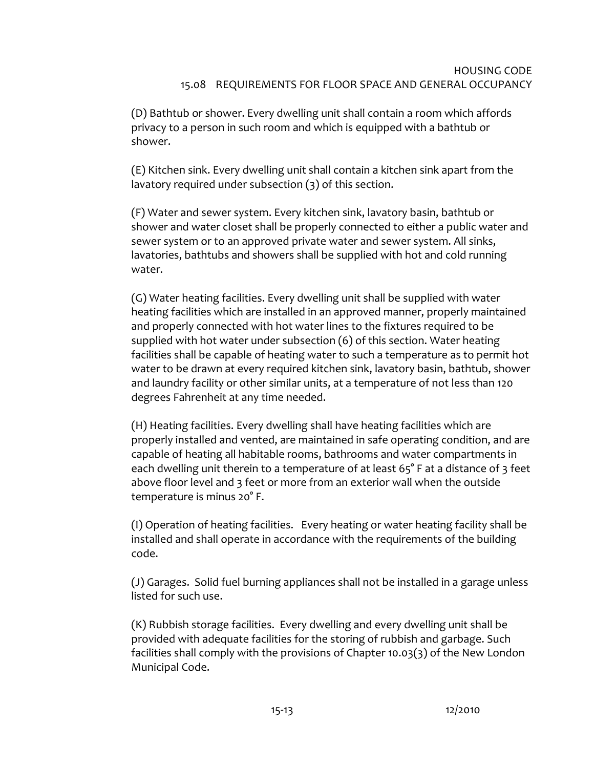(D) Bathtub or shower. Every dwelling unit shall contain a room which affords privacy to a person in such room and which is equipped with a bathtub or shower.

(E) Kitchen sink. Every dwelling unit shall contain a kitchen sink apart from the lavatory required under subsection (3) of this section.

(F) Water and sewer system. Every kitchen sink, lavatory basin, bathtub or shower and water closet shall be properly connected to either a public water and sewer system or to an approved private water and sewer system. All sinks, lavatories, bathtubs and showers shall be supplied with hot and cold running water.

(G) Water heating facilities. Every dwelling unit shall be supplied with water heating facilities which are installed in an approved manner, properly maintained and properly connected with hot water lines to the fixtures required to be supplied with hot water under subsection (6) of this section. Water heating facilities shall be capable of heating water to such a temperature as to permit hot water to be drawn at every required kitchen sink, lavatory basin, bathtub, shower and laundry facility or other similar units, at a temperature of not less than 120 degrees Fahrenheit at any time needed.

(H) Heating facilities. Every dwelling shall have heating facilities which are properly installed and vented, are maintained in safe operating condition, and are capable of heating all habitable rooms, bathrooms and water compartments in each dwelling unit therein to a temperature of at least 65° F at a distance of 3 feet above floor level and 3 feet or more from an exterior wall when the outside temperature is minus 20° F.

(I) Operation of heating facilities. Every heating or water heating facility shall be installed and shall operate in accordance with the requirements of the building code.

(J) Garages. Solid fuel burning appliances shall not be installed in a garage unless listed for such use.

(K) Rubbish storage facilities. Every dwelling and every dwelling unit shall be provided with adequate facilities for the storing of rubbish and garbage. Such facilities shall comply with the provisions of Chapter 10.03(3) of the New London Municipal Code.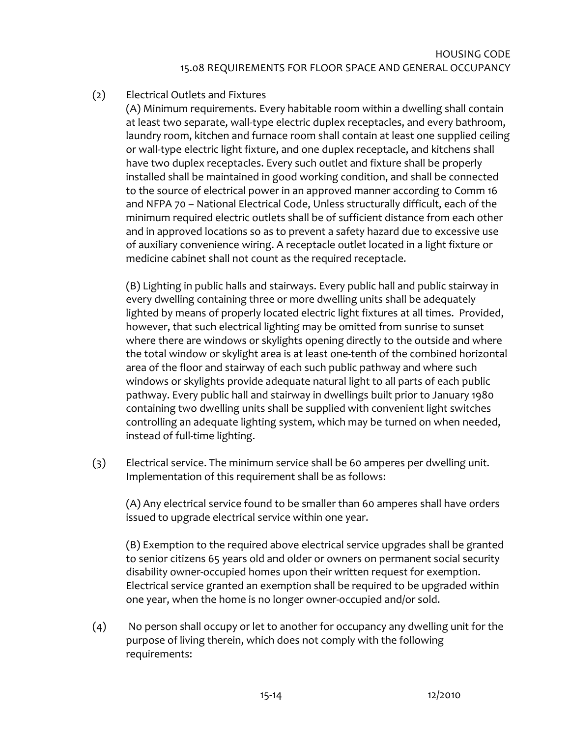(2) Electrical Outlets and Fixtures

(A) Minimum requirements. Every habitable room within a dwelling shall contain at least two separate, wall-type electric duplex receptacles, and every bathroom, laundry room, kitchen and furnace room shall contain at least one supplied ceiling or wall-type electric light fixture, and one duplex receptacle, and kitchens shall have two duplex receptacles. Every such outlet and fixture shall be properly installed shall be maintained in good working condition, and shall be connected to the source of electrical power in an approved manner according to Comm 16 and NFPA 70 – National Electrical Code, Unless structurally difficult, each of the minimum required electric outlets shall be of sufficient distance from each other and in approved locations so as to prevent a safety hazard due to excessive use of auxiliary convenience wiring. A receptacle outlet located in a light fixture or medicine cabinet shall not count as the required receptacle.

(B) Lighting in public halls and stairways. Every public hall and public stairway in every dwelling containing three or more dwelling units shall be adequately lighted by means of properly located electric light fixtures at all times. Provided, however, that such electrical lighting may be omitted from sunrise to sunset where there are windows or skylights opening directly to the outside and where the total window or skylight area is at least one-tenth of the combined horizontal area of the floor and stairway of each such public pathway and where such windows or skylights provide adequate natural light to all parts of each public pathway. Every public hall and stairway in dwellings built prior to January 1980 containing two dwelling units shall be supplied with convenient light switches controlling an adequate lighting system, which may be turned on when needed, instead of full-time lighting.

(3) Electrical service. The minimum service shall be 60 amperes per dwelling unit. Implementation of this requirement shall be as follows:

(A) Any electrical service found to be smaller than 60 amperes shall have orders issued to upgrade electrical service within one year.

(B) Exemption to the required above electrical service upgrades shall be granted to senior citizens 65 years old and older or owners on permanent social security disability owner-occupied homes upon their written request for exemption. Electrical service granted an exemption shall be required to be upgraded within one year, when the home is no longer owner-occupied and/or sold.

(4) No person shall occupy or let to another for occupancy any dwelling unit for the purpose of living therein, which does not comply with the following requirements: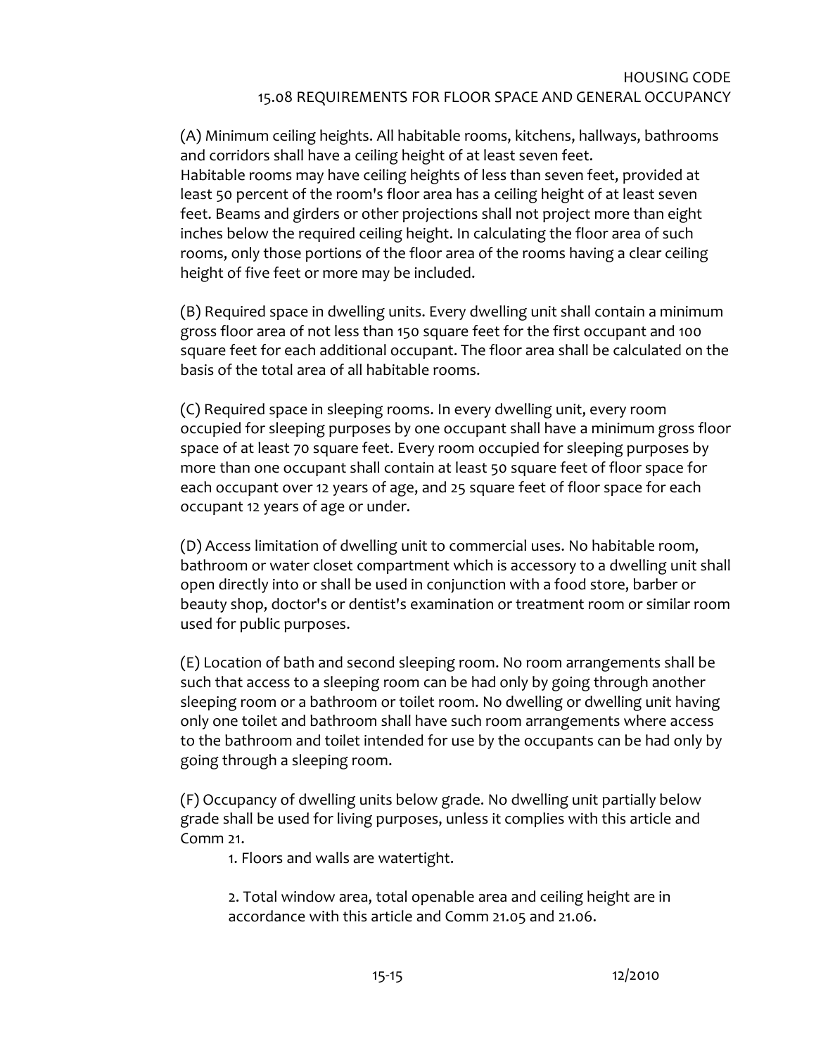## 15.08 REQUIREMENTS FOR FLOOR SPACE AND GENERAL OCCUPANCY

(A) Minimum ceiling heights. All habitable rooms, kitchens, hallways, bathrooms and corridors shall have a ceiling height of at least seven feet.
Habitable rooms may have ceiling heights of less than seven feet, provided at least 50 percent of the room's floor area has a ceiling height of at least seven feet. Beams and girders or other projections shall not project more than eight inches below the required ceiling height. In calculating the floor area of such rooms, only those portions of the floor area of the rooms having a clear ceiling height of five feet or more may be included.

(B) Required space in dwelling units. Every dwelling unit shall contain a minimum gross floor area of not less than 150 square feet for the first occupant and 100 square feet for each additional occupant. The floor area shall be calculated on the basis of the total area of all habitable rooms.

(C) Required space in sleeping rooms. In every dwelling unit, every room occupied for sleeping purposes by one occupant shall have a minimum gross floor space of at least 70 square feet. Every room occupied for sleeping purposes by more than one occupant shall contain at least 50 square feet of floor space for each occupant over 12 years of age, and 25 square feet of floor space for each occupant 12 years of age or under.

(D) Access limitation of dwelling unit to commercial uses. No habitable room, bathroom or water closet compartment which is accessory to a dwelling unit shall open directly into or shall be used in conjunction with a food store, barber or beauty shop, doctor's or dentist's examination or treatment room or similar room used for public purposes.

(E) Location of bath and second sleeping room. No room arrangements shall be such that access to a sleeping room can be had only by going through another sleeping room or a bathroom or toilet room. No dwelling or dwelling unit having only one toilet and bathroom shall have such room arrangements where access to the bathroom and toilet intended for use by the occupants can be had only by going through a sleeping room.

(F) Occupancy of dwelling units below grade. No dwelling unit partially below grade shall be used for living purposes, unless it complies with this article and Comm 21.

1. Floors and walls are watertight.

2. Total window area, total openable area and ceiling height are in accordance with this article and Comm 21.05 and 21.06.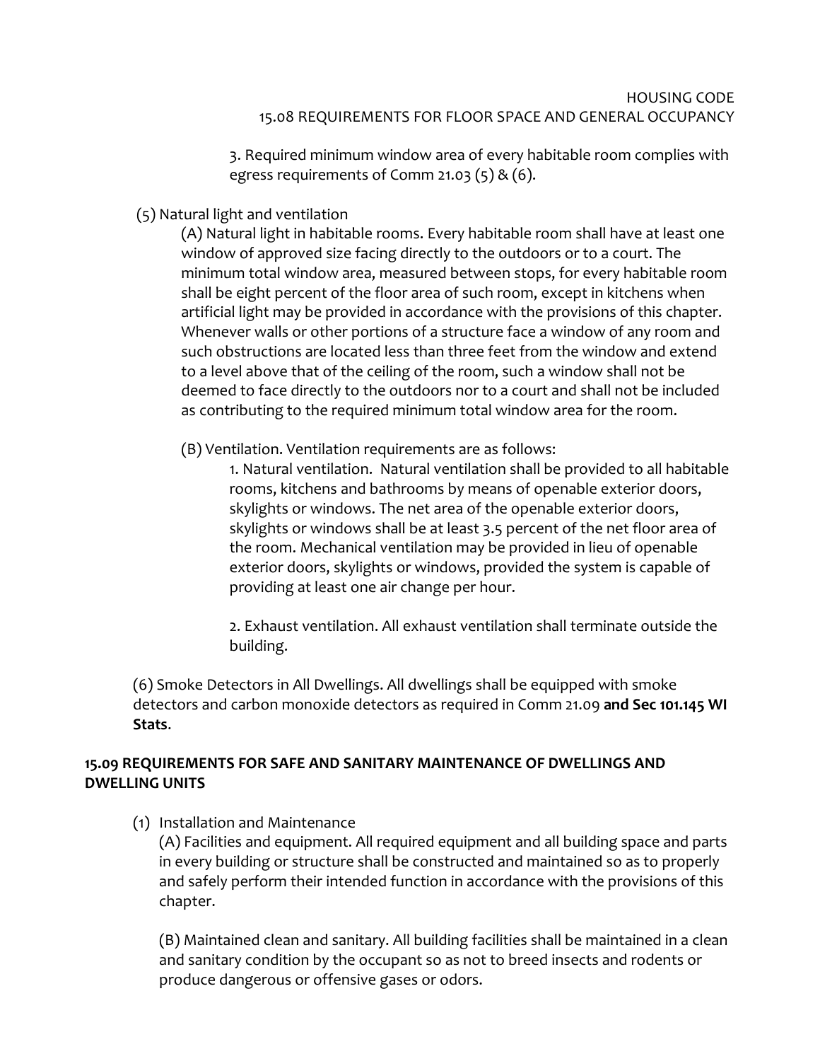3. Required minimum window area of every habitable room complies with egress requirements of Comm 21.03 (5) & (6).

(5) Natural light and ventilation

(A) Natural light in habitable rooms. Every habitable room shall have at least one window of approved size facing directly to the outdoors or to a court. The minimum total window area, measured between stops, for every habitable room shall be eight percent of the floor area of such room, except in kitchens when artificial light may be provided in accordance with the provisions of this chapter. Whenever walls or other portions of a structure face a window of any room and such obstructions are located less than three feet from the window and extend to a level above that of the ceiling of the room, such a window shall not be deemed to face directly to the outdoors nor to a court and shall not be included as contributing to the required minimum total window area for the room.

(B) Ventilation. Ventilation requirements are as follows:

1. Natural ventilation. Natural ventilation shall be provided to all habitable rooms, kitchens and bathrooms by means of openable exterior doors, skylights or windows. The net area of the openable exterior doors, skylights or windows shall be at least 3.5 percent of the net floor area of the room. Mechanical ventilation may be provided in lieu of openable exterior doors, skylights or windows, provided the system is capable of providing at least one air change per hour.

2. Exhaust ventilation. All exhaust ventilation shall terminate outside the building.

(6) Smoke Detectors in All Dwellings. All dwellings shall be equipped with smoke detectors and carbon monoxide detectors as required in Comm 21.09 **and Sec 101.145 WI Stats**.

## 15.09 REQUIREMENTS FOR SAFE AND SANITARY MAINTENANCE OF DWELLINGS AND DWELLING UNITS

(1) Installation and Maintenance

(A) Facilities and equipment. All required equipment and all building space and parts in every building or structure shall be constructed and maintained so as to properly and safely perform their intended function in accordance with the provisions of this chapter.

(B) Maintained clean and sanitary. All building facilities shall be maintained in a clean and sanitary condition by the occupant so as not to breed insects and rodents or produce dangerous or offensive gases or odors.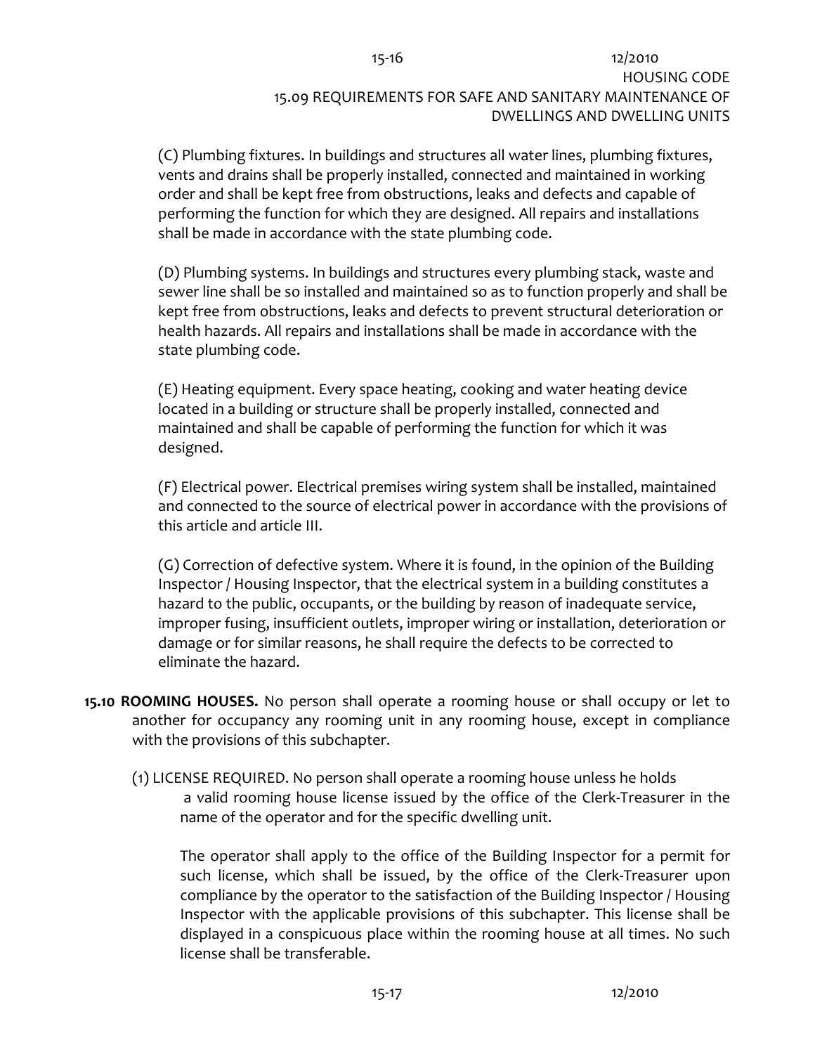(C) Plumbing fixtures. In buildings and structures all water lines, plumbing fixtures, vents and drains shall be properly installed, connected and maintained in working order and shall be kept free from obstructions, leaks and defects and capable of performing the function for which they are designed. All repairs and installations shall be made in accordance with the state plumbing code.

(D) Plumbing systems. In buildings and structures every plumbing stack, waste and sewer line shall be so installed and maintained so as to function properly and shall be kept free from obstructions, leaks and defects to prevent structural deterioration or health hazards. All repairs and installations shall be made in accordance with the state plumbing code.

(E) Heating equipment. Every space heating, cooking and water heating device located in a building or structure shall be properly installed, connected and maintained and shall be capable of performing the function for which it was designed.

(F) Electrical power. Electrical premises wiring system shall be installed, maintained and connected to the source of electrical power in accordance with the provisions of this article and article III.

(G) Correction of defective system. Where it is found, in the opinion of the Building Inspector / Housing Inspector, that the electrical system in a building constitutes a hazard to the public, occupants, or the building by reason of inadequate service, improper fusing, insufficient outlets, improper wiring or installation, deterioration or damage or for similar reasons, he shall require the defects to be corrected to eliminate the hazard.

**15.10 ROOMING HOUSES.** No person shall operate a rooming house or shall occupy or let to another for occupancy any rooming unit in any rooming house, except in compliance with the provisions of this subchapter.

(1) LICENSE REQUIRED. No person shall operate a rooming house unless he holds a valid rooming house license issued by the office of the Clerk-Treasurer in the name of the operator and for the specific dwelling unit.

The operator shall apply to the office of the Building Inspector for a permit for such license, which shall be issued, by the office of the Clerk-Treasurer upon compliance by the operator to the satisfaction of the Building Inspector / Housing Inspector with the applicable provisions of this subchapter. This license shall be displayed in a conspicuous place within the rooming house at all times. No such license shall be transferable.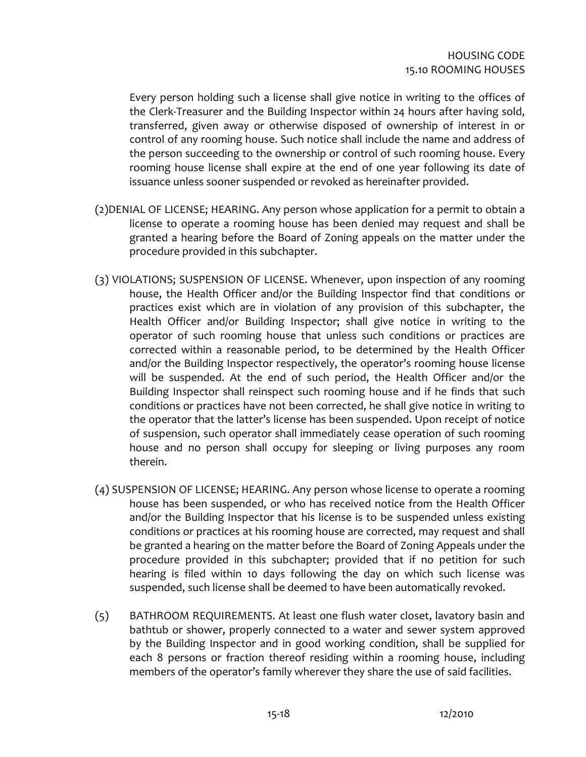Every person holding such a license shall give notice in writing to the offices of the Clerk-Treasurer and the Building Inspector within 24 hours after having sold, transferred, given away or otherwise disposed of ownership of interest in or control of any rooming house. Such notice shall include the name and address of the person succeeding to the ownership or control of such rooming house. Every rooming house license shall expire at the end of one year following its date of issuance unless sooner suspended or revoked as hereinafter provided.

(2)DENIAL OF LICENSE; HEARING. Any person whose application for a permit to obtain a license to operate a rooming house has been denied may request and shall be granted a hearing before the Board of Zoning appeals on the matter under the procedure provided in this subchapter.

(3) VIOLATIONS; SUSPENSION OF LICENSE. Whenever, upon inspection of any rooming house, the Health Officer and/or the Building Inspector find that conditions or practices exist which are in violation of any provision of this subchapter, the Health Officer and/or Building Inspector; shall give notice in writing to the operator of such rooming house that unless such conditions or practices are corrected within a reasonable period, to be determined by the Health Officer and/or the Building Inspector respectively, the operator's rooming house license will be suspended. At the end of such period, the Health Officer and/or the Building Inspector shall reinspect such rooming house and if he finds that such conditions or practices have not been corrected, he shall give notice in writing to the operator that the latter's license has been suspended. Upon receipt of notice of suspension, such operator shall immediately cease operation of such rooming house and no person shall occupy for sleeping or living purposes any room therein.

(4) SUSPENSION OF LICENSE; HEARING. Any person whose license to operate a rooming house has been suspended, or who has received notice from the Health Officer and/or the Building Inspector that his license is to be suspended unless existing conditions or practices at his rooming house are corrected, may request and shall be granted a hearing on the matter before the Board of Zoning Appeals under the procedure provided in this subchapter; provided that if no petition for such hearing is filed within 10 days following the day on which such license was suspended, such license shall be deemed to have been automatically revoked.

(5) BATHROOM REQUIREMENTS. At least one flush water closet, lavatory basin and bathtub or shower, properly connected to a water and sewer system approved by the Building Inspector and in good working condition, shall be supplied for each 8 persons or fraction thereof residing within a rooming house, including members of the operator's family wherever they share the use of said facilities.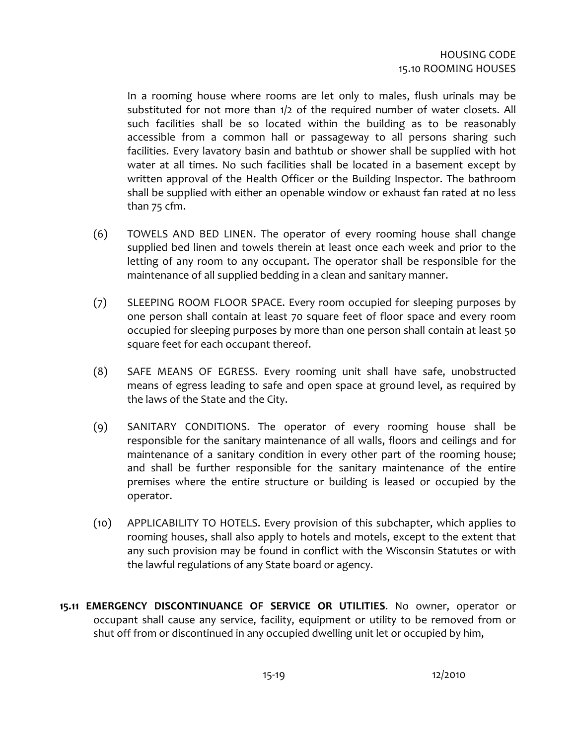In a rooming house where rooms are let only to males, flush urinals may be substituted for not more than 1/2 of the required number of water closets. All such facilities shall be so located within the building as to be reasonably accessible from a common hall or passageway to all persons sharing such facilities. Every lavatory basin and bathtub or shower shall be supplied with hot water at all times. No such facilities shall be located in a basement except by written approval of the Health Officer or the Building Inspector. The bathroom shall be supplied with either an openable window or exhaust fan rated at no less than 75 cfm.

(6) TOWELS AND BED LINEN. The operator of every rooming house shall change supplied bed linen and towels therein at least once each week and prior to the letting of any room to any occupant. The operator shall be responsible for the maintenance of all supplied bedding in a clean and sanitary manner.

(7) SLEEPING ROOM FLOOR SPACE. Every room occupied for sleeping purposes by one person shall contain at least 70 square feet of floor space and every room occupied for sleeping purposes by more than one person shall contain at least 50 square feet for each occupant thereof.

(8) SAFE MEANS OF EGRESS. Every rooming unit shall have safe, unobstructed means of egress leading to safe and open space at ground level, as required by the laws of the State and the City.

(9) SANITARY CONDITIONS. The operator of every rooming house shall be responsible for the sanitary maintenance of all walls, floors and ceilings and for maintenance of a sanitary condition in every other part of the rooming house; and shall be further responsible for the sanitary maintenance of the entire premises where the entire structure or building is leased or occupied by the operator.

(10) APPLICABILITY TO HOTELS. Every provision of this subchapter, which applies to rooming houses, shall also apply to hotels and motels, except to the extent that any such provision may be found in conflict with the Wisconsin Statutes or with the lawful regulations of any State board or agency.

**15.11 EMERGENCY DISCONTINUANCE OF SERVICE OR UTILITIES**. No owner, operator or occupant shall cause any service, facility, equipment or utility to be removed from or shut off from or discontinued in any occupied dwelling unit let or occupied by him,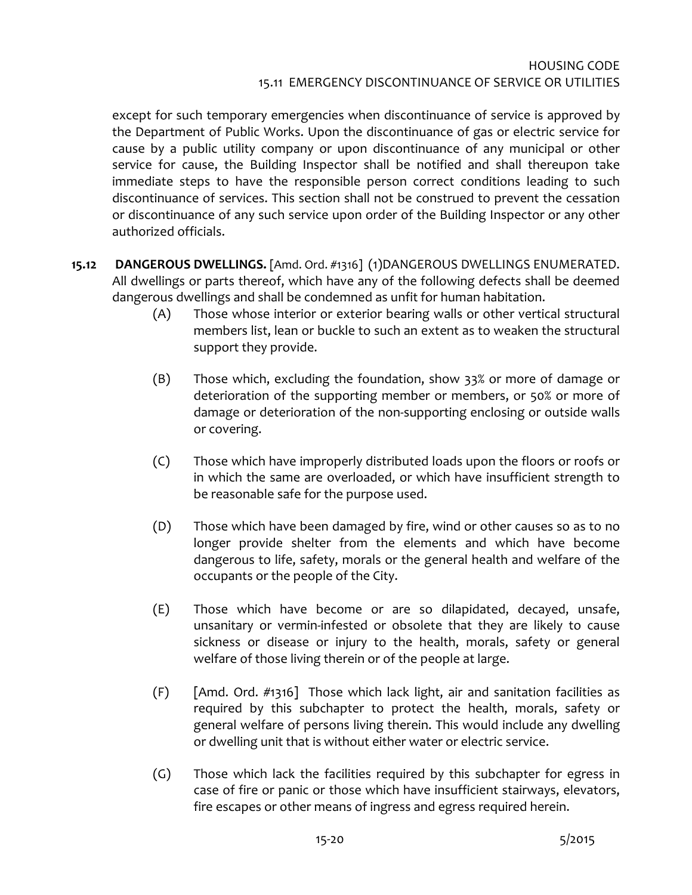except for such temporary emergencies when discontinuance of service is approved by the Department of Public Works. Upon the discontinuance of gas or electric service for cause by a public utility company or upon discontinuance of any municipal or other service for cause, the Building Inspector shall be notified and shall thereupon take immediate steps to have the responsible person correct conditions leading to such discontinuance of services. This section shall not be construed to prevent the cessation or discontinuance of any such service upon order of the Building Inspector or any other authorized officials.

**15.12 DANGEROUS DWELLINGS.** [Amd. Ord. #1316] (1)DANGEROUS DWELLINGS ENUMERATED. All dwellings or parts thereof, which have any of the following defects shall be deemed dangerous dwellings and shall be condemned as unfit for human habitation.

(A) Those whose interior or exterior bearing walls or other vertical structural members list, lean or buckle to such an extent as to weaken the structural support they provide.

(B) Those which, excluding the foundation, show 33% or more of damage or deterioration of the supporting member or members, or 50% or more of damage or deterioration of the non-supporting enclosing or outside walls or covering.

(C) Those which have improperly distributed loads upon the floors or roofs or in which the same are overloaded, or which have insufficient strength to be reasonable safe for the purpose used.

(D) Those which have been damaged by fire, wind or other causes so as to no longer provide shelter from the elements and which have become dangerous to life, safety, morals or the general health and welfare of the occupants or the people of the City.

(E) Those which have become or are so dilapidated, decayed, unsafe, unsanitary or vermin-infested or obsolete that they are likely to cause sickness or disease or injury to the health, morals, safety or general welfare of those living therein or of the people at large.

(F) [Amd. Ord. #1316] Those which lack light, air and sanitation facilities as required by this subchapter to protect the health, morals, safety or general welfare of persons living therein. This would include any dwelling or dwelling unit that is without either water or electric service.

(G) Those which lack the facilities required by this subchapter for egress in case of fire or panic or those which have insufficient stairways, elevators, fire escapes or other means of ingress and egress required herein.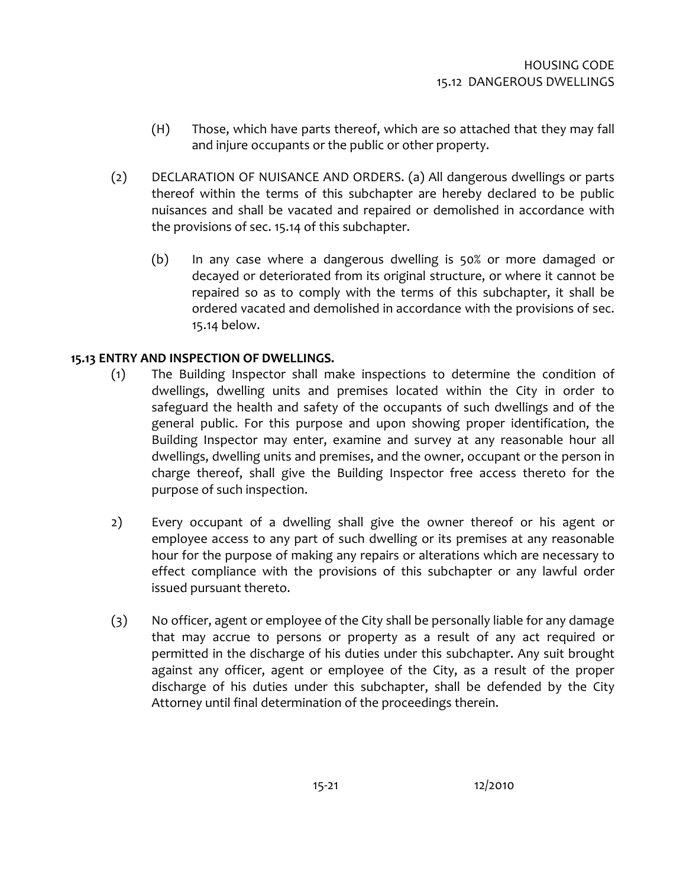(H) Those, which have parts thereof, which are so attached that they may fall and injure occupants or the public or other property.

(2) DECLARATION OF NUISANCE AND ORDERS. (a) All dangerous dwellings or parts thereof within the terms of this subchapter are hereby declared to be public nuisances and shall be vacated and repaired or demolished in accordance with the provisions of sec. 15.14 of this subchapter.

(b) In any case where a dangerous dwelling is 50% or more damaged or decayed or deteriorated from its original structure, or where it cannot be repaired so as to comply with the terms of this subchapter, it shall be ordered vacated and demolished in accordance with the provisions of sec. 15.14 below.

**15.13 ENTRY AND INSPECTION OF DWELLINGS.**

(1) The Building Inspector shall make inspections to determine the condition of dwellings, dwelling units and premises located within the City in order to safeguard the health and safety of the occupants of such dwellings and of the general public. For this purpose and upon showing proper identification, the Building Inspector may enter, examine and survey at any reasonable hour all dwellings, dwelling units and premises, and the owner, occupant or the person in charge thereof, shall give the Building Inspector free access thereto for the purpose of such inspection.

2) Every occupant of a dwelling shall give the owner thereof or his agent or employee access to any part of such dwelling or its premises at any reasonable hour for the purpose of making any repairs or alterations which are necessary to effect compliance with the provisions of this subchapter or any lawful order issued pursuant thereto.

(3) No officer, agent or employee of the City shall be personally liable for any damage that may accrue to persons or property as a result of any act required or permitted in the discharge of his duties under this subchapter. Any suit brought against any officer, agent or employee of the City, as a result of the proper discharge of his duties under this subchapter, shall be defended by the City Attorney until final determination of the proceedings therein.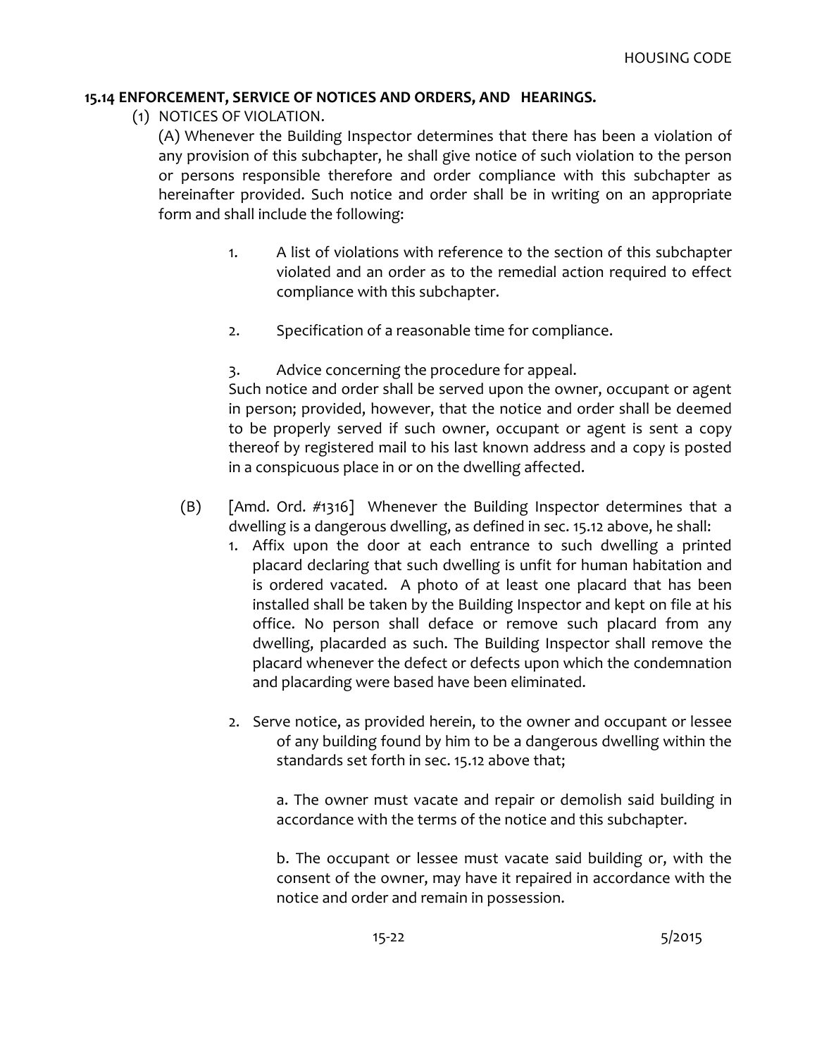## 15.14 ENFORCEMENT, SERVICE OF NOTICES AND ORDERS, AND HEARINGS.

(1) NOTICES OF VIOLATION.

(A) Whenever the Building Inspector determines that there has been a violation of any provision of this subchapter, he shall give notice of such violation to the person or persons responsible therefore and order compliance with this subchapter as hereinafter provided. Such notice and order shall be in writing on an appropriate form and shall include the following:

1. A list of violations with reference to the section of this subchapter violated and an order as to the remedial action required to effect compliance with this subchapter.

2. Specification of a reasonable time for compliance.

3. Advice concerning the procedure for appeal.

Such notice and order shall be served upon the owner, occupant or agent in person; provided, however, that the notice and order shall be deemed to be properly served if such owner, occupant or agent is sent a copy thereof by registered mail to his last known address and a copy is posted in a conspicuous place in or on the dwelling affected.

(B) [Amd. Ord. #1316] Whenever the Building Inspector determines that a dwelling is a dangerous dwelling, as defined in sec. 15.12 above, he shall:

1. Affix upon the door at each entrance to such dwelling a printed placard declaring that such dwelling is unfit for human habitation and is ordered vacated. A photo of at least one placard that has been installed shall be taken by the Building Inspector and kept on file at his office. No person shall deface or remove such placard from any dwelling, placarded as such. The Building Inspector shall remove the placard whenever the defect or defects upon which the condemnation and placarding were based have been eliminated.

2. Serve notice, as provided herein, to the owner and occupant or lessee of any building found by him to be a dangerous dwelling within the standards set forth in sec. 15.12 above that;

   a. The owner must vacate and repair or demolish said building in accordance with the terms of the notice and this subchapter.

   b. The occupant or lessee must vacate said building or, with the consent of the owner, may have it repaired in accordance with the notice and order and remain in possession.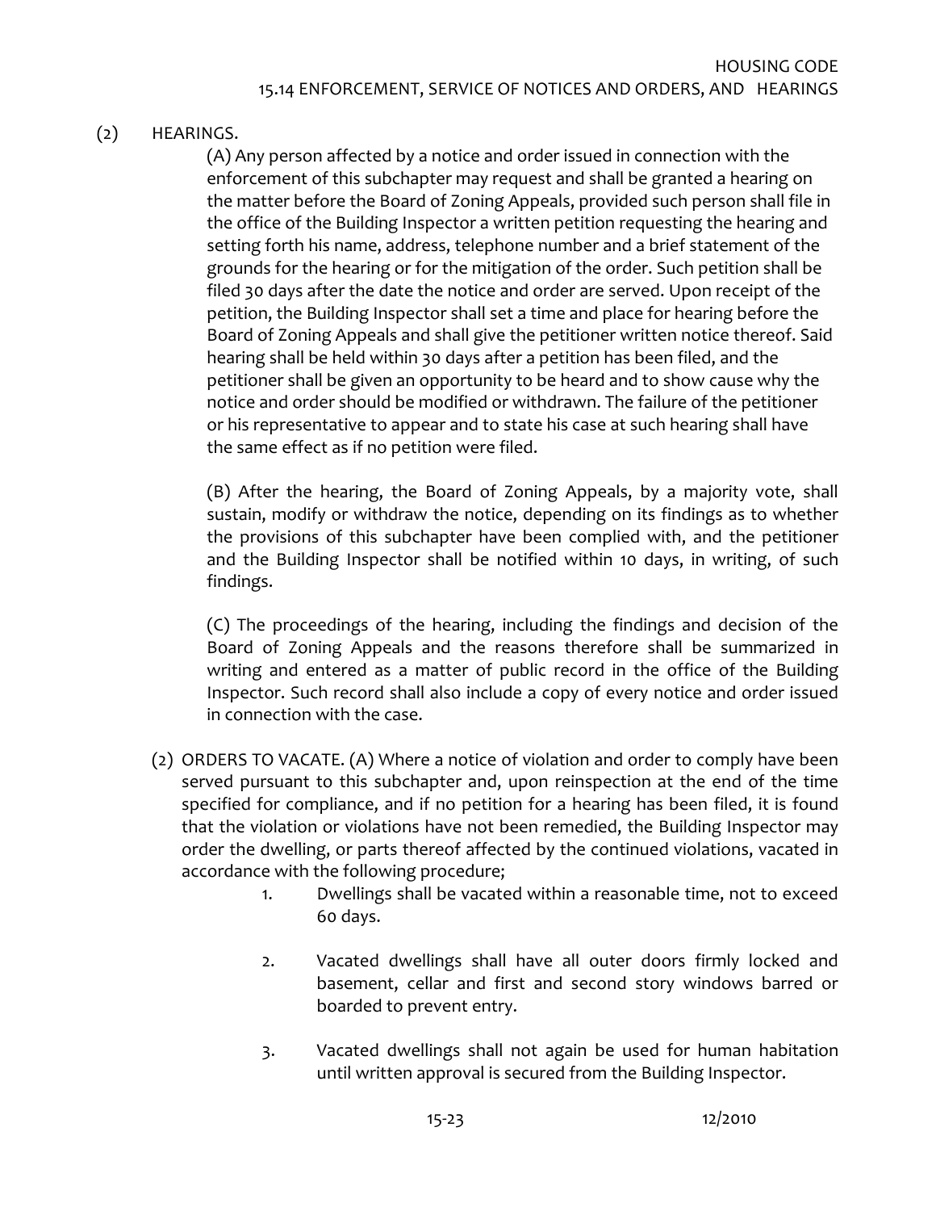(2) HEARINGS.

(A) Any person affected by a notice and order issued in connection with the enforcement of this subchapter may request and shall be granted a hearing on the matter before the Board of Zoning Appeals, provided such person shall file in the office of the Building Inspector a written petition requesting the hearing and setting forth his name, address, telephone number and a brief statement of the grounds for the hearing or for the mitigation of the order. Such petition shall be filed 30 days after the date the notice and order are served. Upon receipt of the petition, the Building Inspector shall set a time and place for hearing before the Board of Zoning Appeals and shall give the petitioner written notice thereof. Said hearing shall be held within 30 days after a petition has been filed, and the petitioner shall be given an opportunity to be heard and to show cause why the notice and order should be modified or withdrawn. The failure of the petitioner or his representative to appear and to state his case at such hearing shall have the same effect as if no petition were filed.

(B) After the hearing, the Board of Zoning Appeals, by a majority vote, shall sustain, modify or withdraw the notice, depending on its findings as to whether the provisions of this subchapter have been complied with, and the petitioner and the Building Inspector shall be notified within 10 days, in writing, of such findings.

(C) The proceedings of the hearing, including the findings and decision of the Board of Zoning Appeals and the reasons therefore shall be summarized in writing and entered as a matter of public record in the office of the Building Inspector. Such record shall also include a copy of every notice and order issued in connection with the case.

(2) ORDERS TO VACATE. (A) Where a notice of violation and order to comply have been served pursuant to this subchapter and, upon reinspection at the end of the time specified for compliance, and if no petition for a hearing has been filed, it is found that the violation or violations have not been remedied, the Building Inspector may order the dwelling, or parts thereof affected by the continued violations, vacated in accordance with the following procedure;

1. Dwellings shall be vacated within a reasonable time, not to exceed 60 days.
2. Vacated dwellings shall have all outer doors firmly locked and basement, cellar and first and second story windows barred or boarded to prevent entry.
3. Vacated dwellings shall not again be used for human habitation until written approval is secured from the Building Inspector.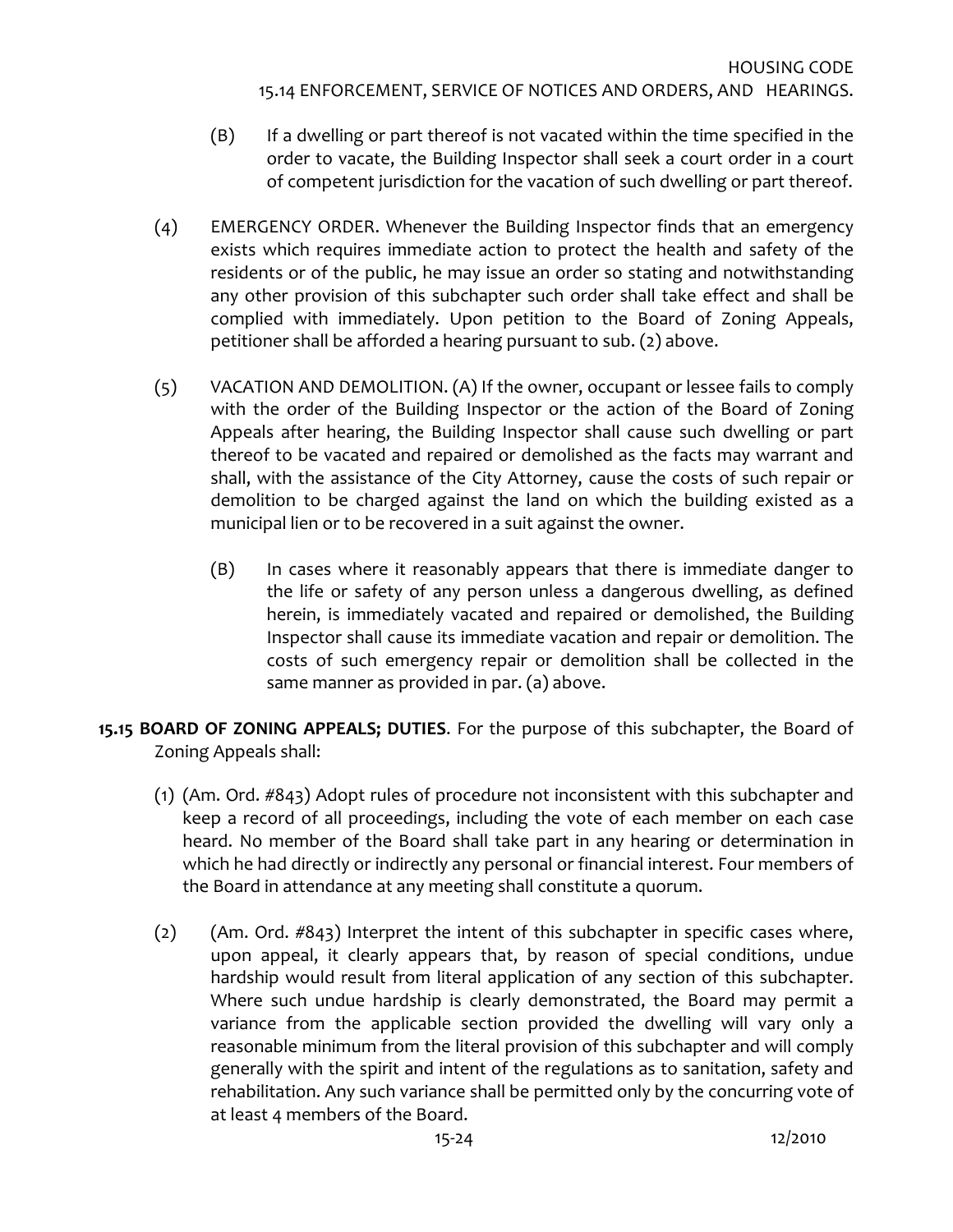(B) If a dwelling or part thereof is not vacated within the time specified in the order to vacate, the Building Inspector shall seek a court order in a court of competent jurisdiction for the vacation of such dwelling or part thereof.

(4) EMERGENCY ORDER. Whenever the Building Inspector finds that an emergency exists which requires immediate action to protect the health and safety of the residents or of the public, he may issue an order so stating and notwithstanding any other provision of this subchapter such order shall take effect and shall be complied with immediately. Upon petition to the Board of Zoning Appeals, petitioner shall be afforded a hearing pursuant to sub. (2) above.

(5) VACATION AND DEMOLITION. (A) If the owner, occupant or lessee fails to comply with the order of the Building Inspector or the action of the Board of Zoning Appeals after hearing, the Building Inspector shall cause such dwelling or part thereof to be vacated and repaired or demolished as the facts may warrant and shall, with the assistance of the City Attorney, cause the costs of such repair or demolition to be charged against the land on which the building existed as a municipal lien or to be recovered in a suit against the owner.

(B) In cases where it reasonably appears that there is immediate danger to the life or safety of any person unless a dangerous dwelling, as defined herein, is immediately vacated and repaired or demolished, the Building Inspector shall cause its immediate vacation and repair or demolition. The costs of such emergency repair or demolition shall be collected in the same manner as provided in par. (a) above.

**15.15 BOARD OF ZONING APPEALS; DUTIES**. For the purpose of this subchapter, the Board of Zoning Appeals shall:

(1) (Am. Ord. #843) Adopt rules of procedure not inconsistent with this subchapter and keep a record of all proceedings, including the vote of each member on each case heard. No member of the Board shall take part in any hearing or determination in which he had directly or indirectly any personal or financial interest. Four members of the Board in attendance at any meeting shall constitute a quorum.

(2) (Am. Ord. #843) Interpret the intent of this subchapter in specific cases where, upon appeal, it clearly appears that, by reason of special conditions, undue hardship would result from literal application of any section of this subchapter. Where such undue hardship is clearly demonstrated, the Board may permit a variance from the applicable section provided the dwelling will vary only a reasonable minimum from the literal provision of this subchapter and will comply generally with the spirit and intent of the regulations as to sanitation, safety and rehabilitation. Any such variance shall be permitted only by the concurring vote of at least 4 members of the Board.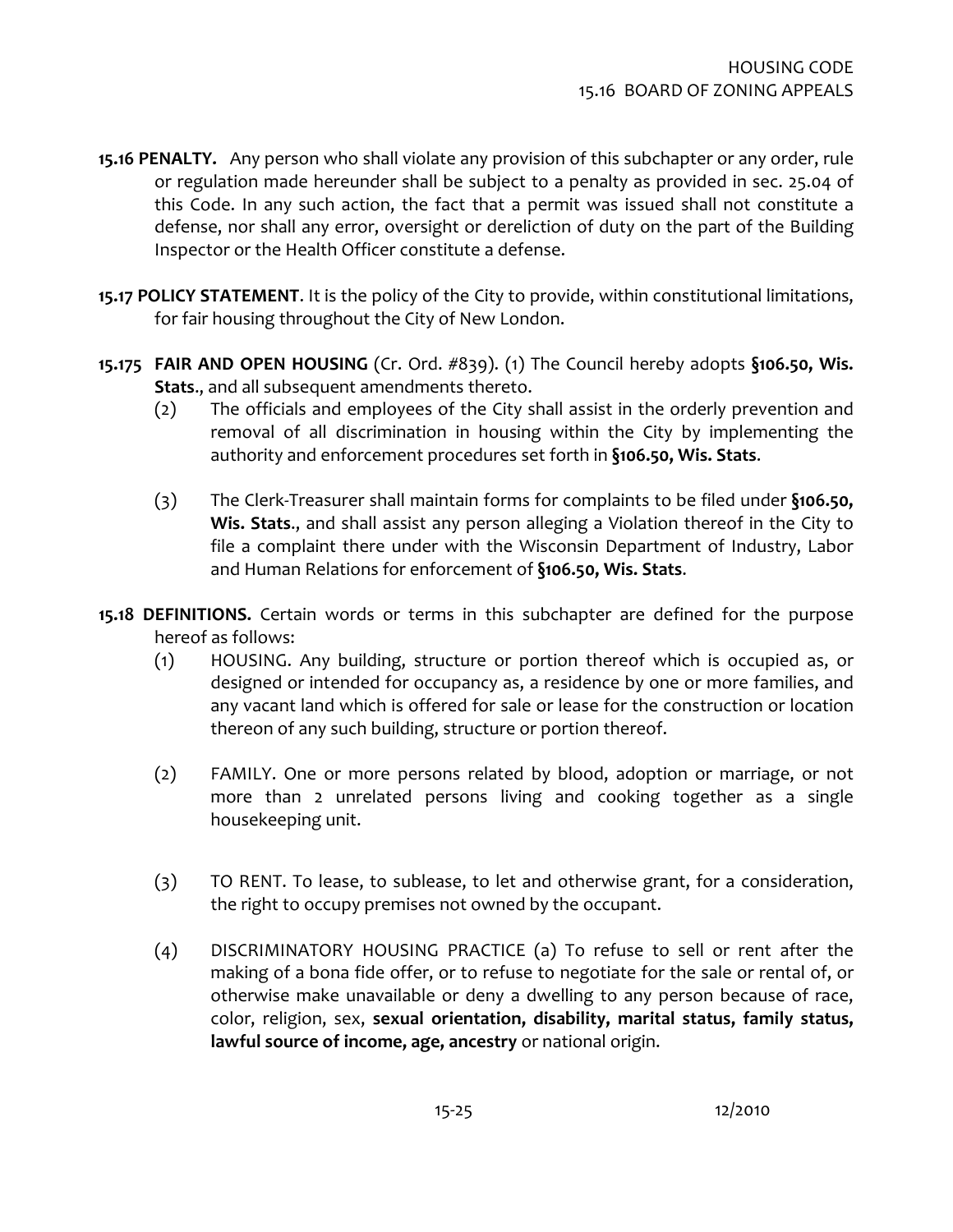**15.16 PENALTY.** Any person who shall violate any provision of this subchapter or any order, rule or regulation made hereunder shall be subject to a penalty as provided in sec. 25.04 of this Code. In any such action, the fact that a permit was issued shall not constitute a defense, nor shall any error, oversight or dereliction of duty on the part of the Building Inspector or the Health Officer constitute a defense.

**15.17 POLICY STATEMENT**. It is the policy of the City to provide, within constitutional limitations, for fair housing throughout the City of New London.

**15.175 FAIR AND OPEN HOUSING** (Cr. Ord. #839). (1) The Council hereby adopts **§106.50, Wis. Stats**., and all subsequent amendments thereto.

(2) The officials and employees of the City shall assist in the orderly prevention and removal of all discrimination in housing within the City by implementing the authority and enforcement procedures set forth in **§106.50, Wis. Stats**.

(3) The Clerk-Treasurer shall maintain forms for complaints to be filed under **§106.50, Wis. Stats**., and shall assist any person alleging a Violation thereof in the City to file a complaint there under with the Wisconsin Department of Industry, Labor and Human Relations for enforcement of **§106.50, Wis. Stats**.

**15.18 DEFINITIONS.** Certain words or terms in this subchapter are defined for the purpose hereof as follows:

(1) HOUSING. Any building, structure or portion thereof which is occupied as, or designed or intended for occupancy as, a residence by one or more families, and any vacant land which is offered for sale or lease for the construction or location thereon of any such building, structure or portion thereof.

(2) FAMILY. One or more persons related by blood, adoption or marriage, or not more than 2 unrelated persons living and cooking together as a single housekeeping unit.

(3) TO RENT. To lease, to sublease, to let and otherwise grant, for a consideration, the right to occupy premises not owned by the occupant.

(4) DISCRIMINATORY HOUSING PRACTICE (a) To refuse to sell or rent after the making of a bona fide offer, or to refuse to negotiate for the sale or rental of, or otherwise make unavailable or deny a dwelling to any person because of race, color, religion, sex, **sexual orientation, disability, marital status, family status, lawful source of income, age, ancestry** or national origin.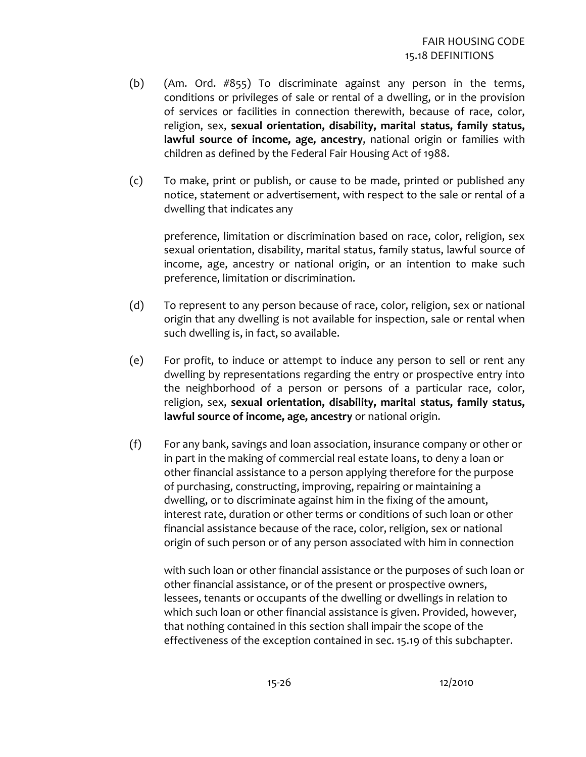(b) (Am. Ord. #855) To discriminate against any person in the terms, conditions or privileges of sale or rental of a dwelling, or in the provision of services or facilities in connection therewith, because of race, color, religion, sex, **sexual orientation, disability, marital status, family status, lawful source of income, age, ancestry**, national origin or families with children as defined by the Federal Fair Housing Act of 1988.

(c) To make, print or publish, or cause to be made, printed or published any notice, statement or advertisement, with respect to the sale or rental of a dwelling that indicates any

preference, limitation or discrimination based on race, color, religion, sex sexual orientation, disability, marital status, family status, lawful source of income, age, ancestry or national origin, or an intention to make such preference, limitation or discrimination.

(d) To represent to any person because of race, color, religion, sex or national origin that any dwelling is not available for inspection, sale or rental when such dwelling is, in fact, so available.

(e) For profit, to induce or attempt to induce any person to sell or rent any dwelling by representations regarding the entry or prospective entry into the neighborhood of a person or persons of a particular race, color, religion, sex, **sexual orientation, disability, marital status, family status, lawful source of income, age, ancestry** or national origin.

(f) For any bank, savings and loan association, insurance company or other or in part in the making of commercial real estate loans, to deny a loan or other financial assistance to a person applying therefore for the purpose of purchasing, constructing, improving, repairing or maintaining a dwelling, or to discriminate against him in the fixing of the amount, interest rate, duration or other terms or conditions of such loan or other financial assistance because of the race, color, religion, sex or national origin of such person or of any person associated with him in connection

with such loan or other financial assistance or the purposes of such loan or other financial assistance, or of the present or prospective owners, lessees, tenants or occupants of the dwelling or dwellings in relation to which such loan or other financial assistance is given. Provided, however, that nothing contained in this section shall impair the scope of the effectiveness of the exception contained in sec. 15.19 of this subchapter.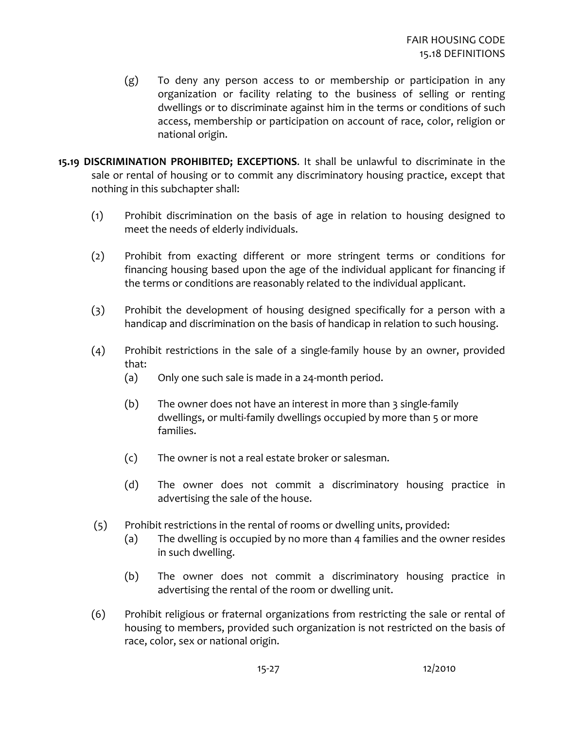(g) To deny any person access to or membership or participation in any organization or facility relating to the business of selling or renting dwellings or to discriminate against him in the terms or conditions of such access, membership or participation on account of race, color, religion or national origin.

**15.19 DISCRIMINATION PROHIBITED; EXCEPTIONS**. It shall be unlawful to discriminate in the sale or rental of housing or to commit any discriminatory housing practice, except that nothing in this subchapter shall:

(1) Prohibit discrimination on the basis of age in relation to housing designed to meet the needs of elderly individuals.

(2) Prohibit from exacting different or more stringent terms or conditions for financing housing based upon the age of the individual applicant for financing if the terms or conditions are reasonably related to the individual applicant.

(3) Prohibit the development of housing designed specifically for a person with a handicap and discrimination on the basis of handicap in relation to such housing.

(4) Prohibit restrictions in the sale of a single-family house by an owner, provided that:

(a) Only one such sale is made in a 24-month period.

(b) The owner does not have an interest in more than 3 single-family dwellings, or multi-family dwellings occupied by more than 5 or more families.

(c) The owner is not a real estate broker or salesman.

(d) The owner does not commit a discriminatory housing practice in advertising the sale of the house.

(5) Prohibit restrictions in the rental of rooms or dwelling units, provided:

(a) The dwelling is occupied by no more than 4 families and the owner resides in such dwelling.

(b) The owner does not commit a discriminatory housing practice in advertising the rental of the room or dwelling unit.

(6) Prohibit religious or fraternal organizations from restricting the sale or rental of housing to members, provided such organization is not restricted on the basis of race, color, sex or national origin.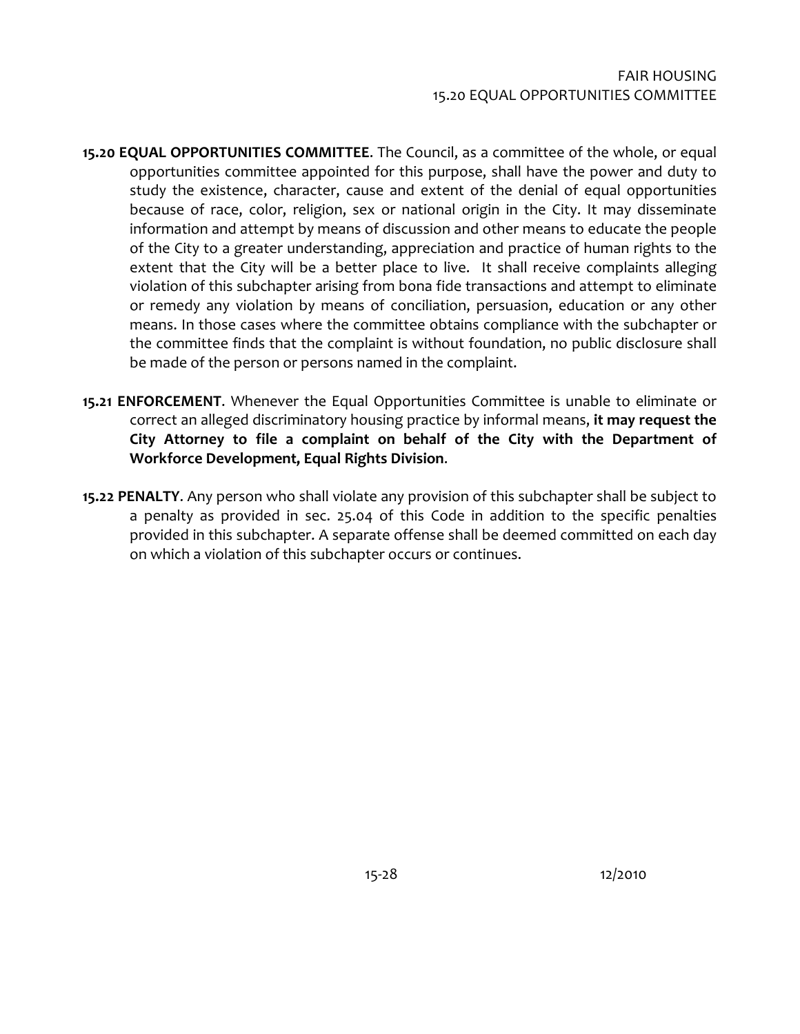**15.20 EQUAL OPPORTUNITIES COMMITTEE**. The Council, as a committee of the whole, or equal opportunities committee appointed for this purpose, shall have the power and duty to study the existence, character, cause and extent of the denial of equal opportunities because of race, color, religion, sex or national origin in the City. It may disseminate information and attempt by means of discussion and other means to educate the people of the City to a greater understanding, appreciation and practice of human rights to the extent that the City will be a better place to live. It shall receive complaints alleging violation of this subchapter arising from bona fide transactions and attempt to eliminate or remedy any violation by means of conciliation, persuasion, education or any other means. In those cases where the committee obtains compliance with the subchapter or the committee finds that the complaint is without foundation, no public disclosure shall be made of the person or persons named in the complaint.

**15.21 ENFORCEMENT**. Whenever the Equal Opportunities Committee is unable to eliminate or correct an alleged discriminatory housing practice by informal means, **it may request the City Attorney to file a complaint on behalf of the City with the Department of Workforce Development, Equal Rights Division**.

**15.22 PENALTY**. Any person who shall violate any provision of this subchapter shall be subject to a penalty as provided in sec. 25.04 of this Code in addition to the specific penalties provided in this subchapter. A separate offense shall be deemed committed on each day on which a violation of this subchapter occurs or continues.